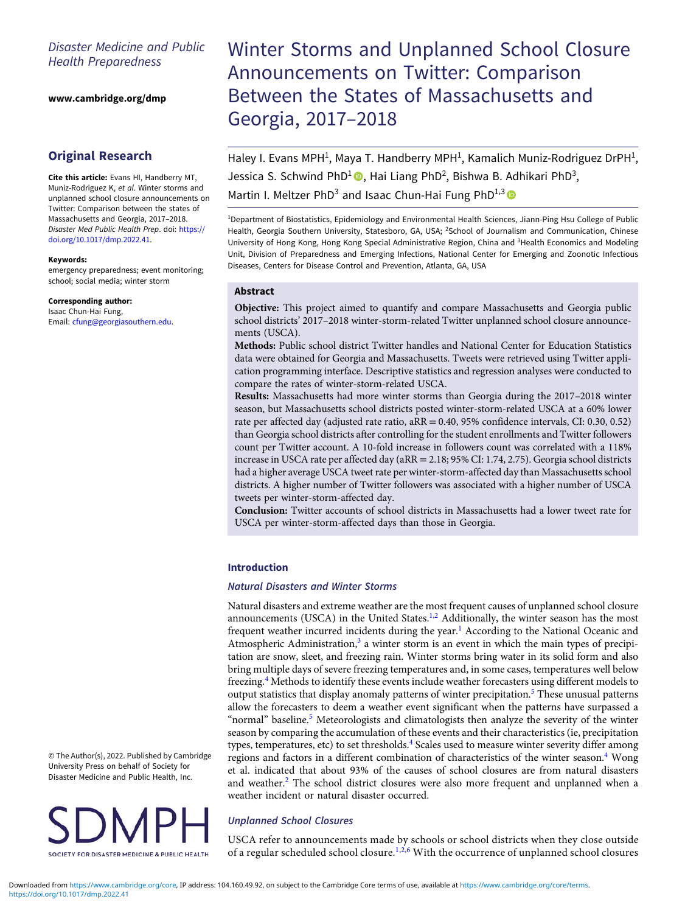Disaster Medicine and Public Health Preparedness

www.cambridge.org/dmp

## Original Research

**Cite this article:** Evans HI, Handberry MT, Muniz-Rodriguez K, *et al*. Winter storms and unplanned school closure announcements on Twitter: Comparison between the states of Massachusetts and Georgia, 2017–2018. *Disaster Med Public Health Prep*. doi: https://doi.org/10.1017/dmp.2022.41.

**Keywords:**
emergency preparedness; event monitoring; school; social media; winter storm

**Corresponding author:**
Isaac Chun-Hai Fung,
Email: cfung@georgiasouthern.edu.

© The Author(s), 2022. Published by Cambridge University Press on behalf of Society for Disaster Medicine and Public Health, Inc.

# Winter Storms and Unplanned School Closure Announcements on Twitter: Comparison Between the States of Massachusetts and Georgia, 2017–2018

Haley I. Evans MPH[1], Maya T. Handberry MPH[1], Kamalich Muniz-Rodriguez DrPH[1], Jessica S. Schwind PhD[1], Hai Liang PhD[2], Bishwa B. Adhikari PhD[3], Martin I. Meltzer PhD[3] and Isaac Chun-Hai Fung PhD[1,3]

[1]Department of Biostatistics, Epidemiology and Environmental Health Sciences, Jiann-Ping Hsu College of Public Health, Georgia Southern University, Statesboro, GA, USA; [2]School of Journalism and Communication, Chinese University of Hong Kong, Hong Kong Special Administrative Region, China and [3]Health Economics and Modeling Unit, Division of Preparedness and Emerging Infections, National Center for Emerging and Zoonotic Infectious Diseases, Centers for Disease Control and Prevention, Atlanta, GA, USA

### Abstract

**Objective:** This project aimed to quantify and compare Massachusetts and Georgia public school districts' 2017–2018 winter-storm-related Twitter unplanned school closure announcements (USCA).

**Methods:** Public school district Twitter handles and National Center for Education Statistics data were obtained for Georgia and Massachusetts. Tweets were retrieved using Twitter application programming interface. Descriptive statistics and regression analyses were conducted to compare the rates of winter-storm-related USCA.

**Results:** Massachusetts had more winter storms than Georgia during the 2017–2018 winter season, but Massachusetts school districts posted winter-storm-related USCA at a 60% lower rate per affected day (adjusted rate ratio, aRR = 0.40, 95% confidence intervals, CI: 0.30, 0.52) than Georgia school districts after controlling for the student enrollments and Twitter followers count per Twitter account. A 10-fold increase in followers count was correlated with a 118% increase in USCA rate per affected day (aRR = 2.18; 95% CI: 1.74, 2.75). Georgia school districts had a higher average USCA tweet rate per winter-storm-affected day than Massachusetts school districts. A higher number of Twitter followers was associated with a higher number of USCA tweets per winter-storm-affected day.

**Conclusion:** Twitter accounts of school districts in Massachusetts had a lower tweet rate for USCA per winter-storm-affected days than those in Georgia.

## Introduction

### Natural Disasters and Winter Storms

Natural disasters and extreme weather are the most frequent causes of unplanned school closure announcements (USCA) in the United States.[1,2] Additionally, the winter season has the most frequent weather incurred incidents during the year.[1] According to the National Oceanic and Atmospheric Administration,[3] a winter storm is an event in which the main types of precipitation are snow, sleet, and freezing rain. Winter storms bring water in its solid form and also bring multiple days of severe freezing temperatures and, in some cases, temperatures well below freezing.[4] Methods to identify these events include weather forecasters using different models to output statistics that display anomaly patterns of winter precipitation.[5] These unusual patterns allow the forecasters to deem a weather event significant when the patterns have surpassed a "normal" baseline.[5] Meteorologists and climatologists then analyze the severity of the winter season by comparing the accumulation of these events and their characteristics (ie, precipitation types, temperatures, etc) to set thresholds.[4] Scales used to measure winter severity differ among regions and factors in a different combination of characteristics of the winter season.[4] Wong et al. indicated that about 93% of the causes of school closures are from natural disasters and weather.[2] The school district closures were also more frequent and unplanned when a weather incident or natural disaster occurred.

### Unplanned School Closures

USCA refer to announcements made by schools or school districts when they close outside of a regular scheduled school closure.[1,2,6] With the occurrence of unplanned school closures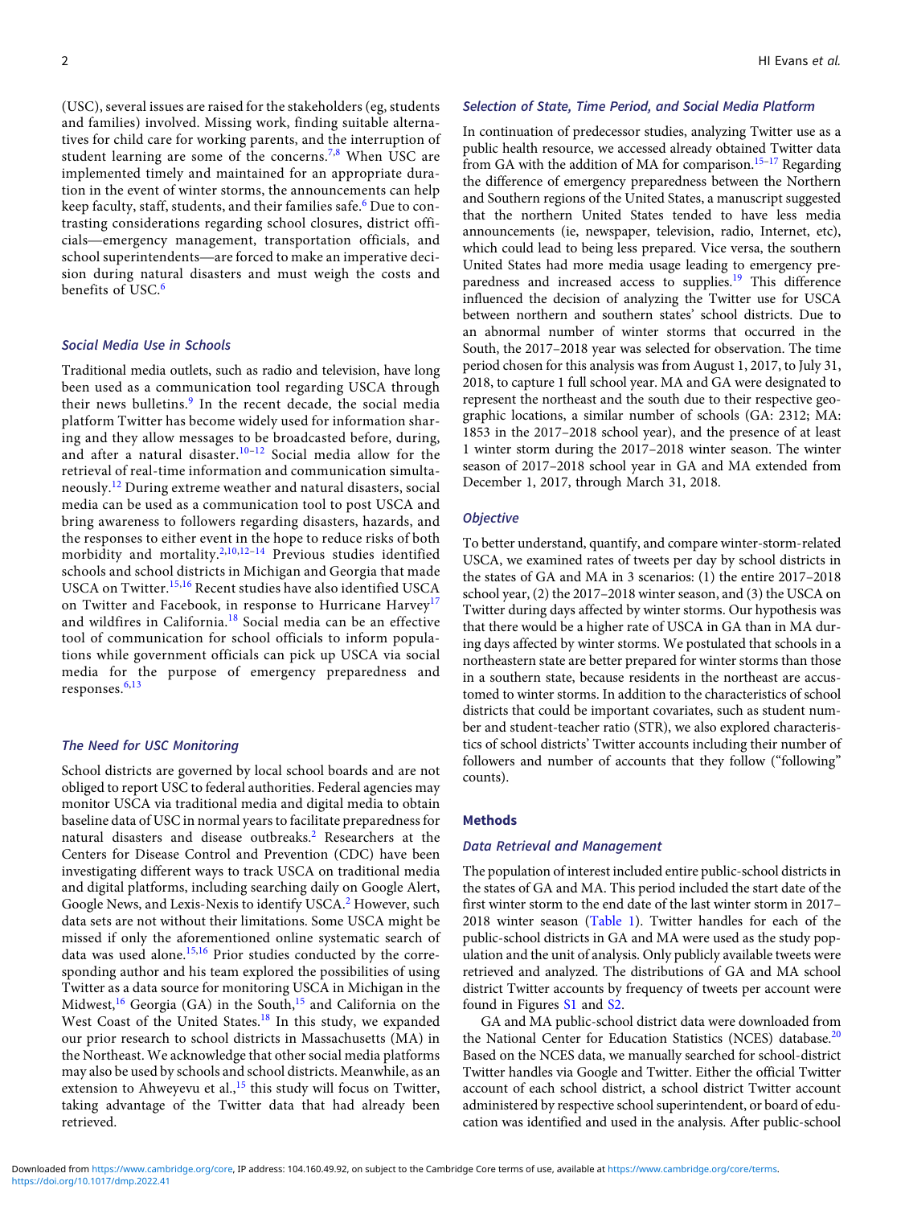(USC), several issues are raised for the stakeholders (eg, students and families) involved. Missing work, finding suitable alternatives for child care for working parents, and the interruption of student learning are some of the concerns.[7,8] When USC are implemented timely and maintained for an appropriate duration in the event of winter storms, the announcements can help keep faculty, staff, students, and their families safe.[6] Due to contrasting considerations regarding school closures, district officials—emergency management, transportation officials, and school superintendents—are forced to make an imperative decision during natural disasters and must weigh the costs and benefits of USC.[6]

### Social Media Use in Schools

Traditional media outlets, such as radio and television, have long been used as a communication tool regarding USCA through their news bulletins.[9] In the recent decade, the social media platform Twitter has become widely used for information sharing and they allow messages to be broadcasted before, during, and after a natural disaster.[10–12] Social media allow for the retrieval of real-time information and communication simultaneously.[12] During extreme weather and natural disasters, social media can be used as a communication tool to post USCA and bring awareness to followers regarding disasters, hazards, and the responses to either event in the hope to reduce risks of both morbidity and mortality.[2,10,12–14] Previous studies identified schools and school districts in Michigan and Georgia that made USCA on Twitter.[15,16] Recent studies have also identified USCA on Twitter and Facebook, in response to Hurricane Harvey[17] and wildfires in California.[18] Social media can be an effective tool of communication for school officials to inform populations while government officials can pick up USCA via social media for the purpose of emergency preparedness and responses.[6,13]

### The Need for USC Monitoring

School districts are governed by local school boards and are not obliged to report USC to federal authorities. Federal agencies may monitor USCA via traditional media and digital media to obtain baseline data of USC in normal years to facilitate preparedness for natural disasters and disease outbreaks.[2] Researchers at the Centers for Disease Control and Prevention (CDC) have been investigating different ways to track USCA on traditional media and digital platforms, including searching daily on Google Alert, Google News, and Lexis-Nexis to identify USCA.[2] However, such data sets are not without their limitations. Some USCA might be missed if only the aforementioned online systematic search of data was used alone.[15,16] Prior studies conducted by the corresponding author and his team explored the possibilities of using Twitter as a data source for monitoring USCA in Michigan in the Midwest,[16] Georgia (GA) in the South,[15] and California on the West Coast of the United States.[18] In this study, we expanded our prior research to school districts in Massachusetts (MA) in the Northeast. We acknowledge that other social media platforms may also be used by schools and school districts. Meanwhile, as an extension to Ahweyevu et al.,[15] this study will focus on Twitter, taking advantage of the Twitter data that had already been retrieved.

### Selection of State, Time Period, and Social Media Platform

In continuation of predecessor studies, analyzing Twitter use as a public health resource, we accessed already obtained Twitter data from GA with the addition of MA for comparison.[15–17] Regarding the difference of emergency preparedness between the Northern and Southern regions of the United States, a manuscript suggested that the northern United States tended to have less media announcements (ie, newspaper, television, radio, Internet, etc), which could lead to being less prepared. Vice versa, the southern United States had more media usage leading to emergency preparedness and increased access to supplies.[19] This difference influenced the decision of analyzing the Twitter use for USCA between northern and southern states' school districts. Due to an abnormal number of winter storms that occurred in the South, the 2017–2018 year was selected for observation. The time period chosen for this analysis was from August 1, 2017, to July 31, 2018, to capture 1 full school year. MA and GA were designated to represent the northeast and the south due to their respective geographic locations, a similar number of schools (GA: 2312; MA: 1853 in the 2017–2018 school year), and the presence of at least 1 winter storm during the 2017–2018 winter season. The winter season of 2017–2018 school year in GA and MA extended from December 1, 2017, through March 31, 2018.

### Objective

To better understand, quantify, and compare winter-storm-related USCA, we examined rates of tweets per day by school districts in the states of GA and MA in 3 scenarios: (1) the entire 2017–2018 school year, (2) the 2017–2018 winter season, and (3) the USCA on Twitter during days affected by winter storms. Our hypothesis was that there would be a higher rate of USCA in GA than in MA during days affected by winter storms. We postulated that schools in a northeastern state are better prepared for winter storms than those in a southern state, because residents in the northeast are accustomed to winter storms. In addition to the characteristics of school districts that could be important covariates, such as student number and student-teacher ratio (STR), we also explored characteristics of school districts' Twitter accounts including their number of followers and number of accounts that they follow ("following" counts).

## Methods

### Data Retrieval and Management

The population of interest included entire public-school districts in the states of GA and MA. This period included the start date of the first winter storm to the end date of the last winter storm in 2017–2018 winter season (Table 1). Twitter handles for each of the public-school districts in GA and MA were used as the study population and the unit of analysis. Only publicly available tweets were retrieved and analyzed. The distributions of GA and MA school district Twitter accounts by frequency of tweets per account were found in Figures S1 and S2.

GA and MA public-school district data were downloaded from the National Center for Education Statistics (NCES) database.[20] Based on the NCES data, we manually searched for school-district Twitter handles via Google and Twitter. Either the official Twitter account of each school district, a school district Twitter account administered by respective school superintendent, or board of education was identified and used in the analysis. After public-school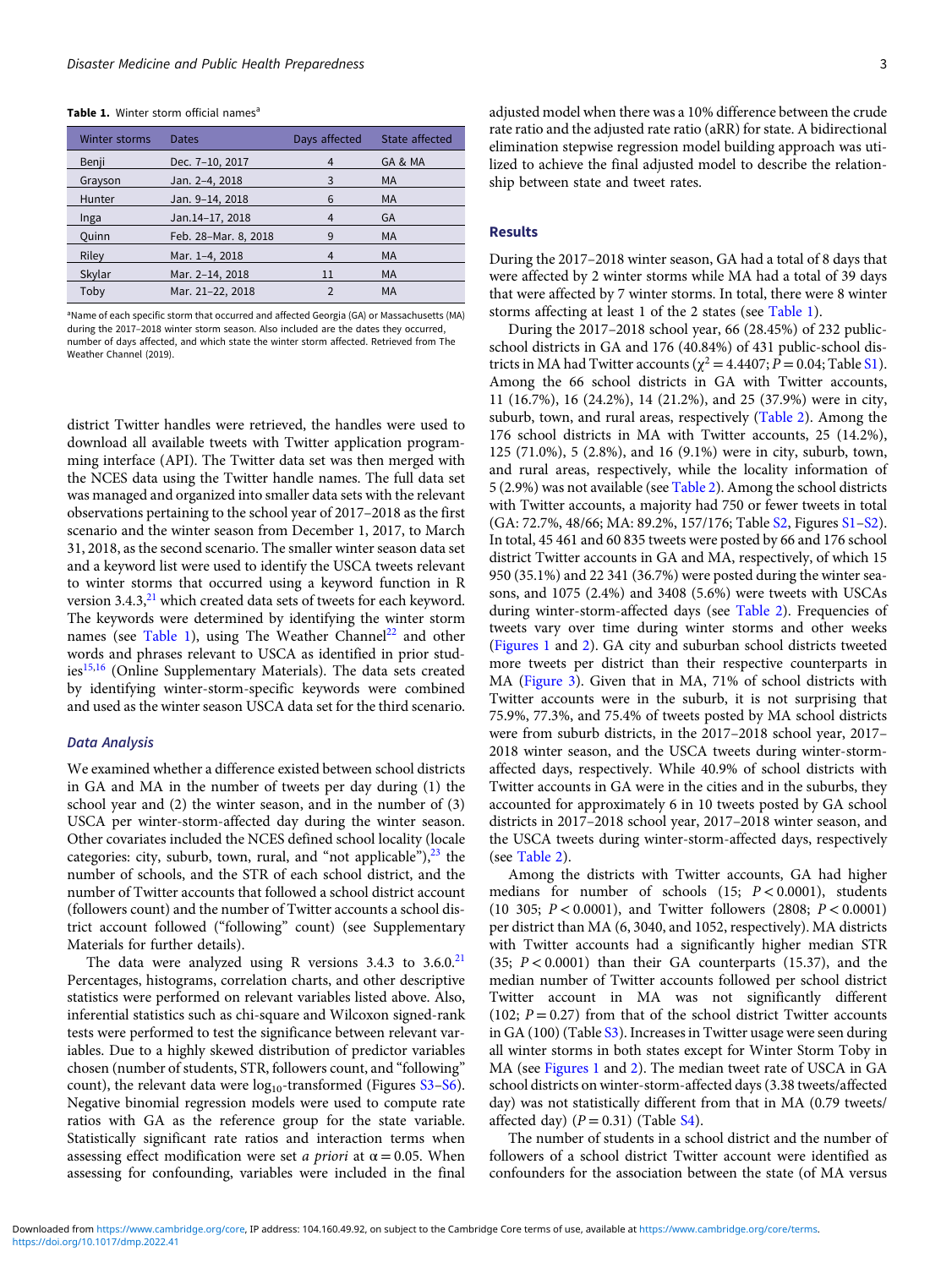**Table 1.** Winter storm official names[a]

| Winter storms | Dates | Days affected | State affected |
|---|---|---|---|
| Benji | Dec. 7–10, 2017 | 4 | GA & MA |
| Grayson | Jan. 2–4, 2018 | 3 | MA |
| Hunter | Jan. 9–14, 2018 | 6 | MA |
| Inga | Jan.14–17, 2018 | 4 | GA |
| Quinn | Feb. 28–Mar. 8, 2018 | 9 | MA |
| Riley | Mar. 1–4, 2018 | 4 | MA |
| Skylar | Mar. 2–14, 2018 | 11 | MA |
| Toby | Mar. 21–22, 2018 | 2 | MA |

[a]Name of each specific storm that occurred and affected Georgia (GA) or Massachusetts (MA) during the 2017–2018 winter storm season. Also included are the dates they occurred, number of days affected, and which state the winter storm affected. Retrieved from The Weather Channel (2019).

district Twitter handles were retrieved, the handles were used to download all available tweets with Twitter application programming interface (API). The Twitter data set was then merged with the NCES data using the Twitter handle names. The full data set was managed and organized into smaller data sets with the relevant observations pertaining to the school year of 2017–2018 as the first scenario and the winter season from December 1, 2017, to March 31, 2018, as the second scenario. The smaller winter season data set and a keyword list were used to identify the USCA tweets relevant to winter storms that occurred using a keyword function in R version 3.4.3,[21] which created data sets of tweets for each keyword. The keywords were determined by identifying the winter storm names (see Table 1), using The Weather Channel[22] and other words and phrases relevant to USCA as identified in prior studies[15,16] (Online Supplementary Materials). The data sets created by identifying winter-storm-specific keywords were combined and used as the winter season USCA data set for the third scenario.

### Data Analysis

We examined whether a difference existed between school districts in GA and MA in the number of tweets per day during (1) the school year and (2) the winter season, and in the number of (3) USCA per winter-storm-affected day during the winter season. Other covariates included the NCES defined school locality (locale categories: city, suburb, town, rural, and "not applicable"),[23] the number of schools, and the STR of each school district, and the number of Twitter accounts that followed a school district account (followers count) and the number of Twitter accounts a school district account followed ("following" count) (see Supplementary Materials for further details).

The data were analyzed using R versions 3.4.3 to 3.6.0.[21] Percentages, histograms, correlation charts, and other descriptive statistics were performed on relevant variables listed above. Also, inferential statistics such as chi-square and Wilcoxon signed-rank tests were performed to test the significance between relevant variables. Due to a highly skewed distribution of predictor variables chosen (number of students, STR, followers count, and "following" count), the relevant data were $\log_{10}$-transformed (Figures S3–S6). Negative binomial regression models were used to compute rate ratios with GA as the reference group for the state variable. Statistically significant rate ratios and interaction terms when assessing effect modification were set *a priori* at $\alpha = 0.05$. When assessing for confounding, variables were included in the final adjusted model when there was a 10% difference between the crude rate ratio and the adjusted rate ratio (aRR) for state. A bidirectional elimination stepwise regression model building approach was utilized to achieve the final adjusted model to describe the relationship between state and tweet rates.

## Results

During the 2017–2018 winter season, GA had a total of 8 days that were affected by 2 winter storms while MA had a total of 39 days that were affected by 7 winter storms. In total, there were 8 winter storms affecting at least 1 of the 2 states (see Table 1).

During the 2017–2018 school year, 66 (28.45%) of 232 public-school districts in GA and 176 (40.84%) of 431 public-school districts in MA had Twitter accounts ($\chi^2 = 4.4407$; $P = 0.04$; Table S1). Among the 66 school districts in GA with Twitter accounts, 11 (16.7%), 16 (24.2%), 14 (21.2%), and 25 (37.9%) were in city, suburb, town, and rural areas, respectively (Table 2). Among the 176 school districts in MA with Twitter accounts, 25 (14.2%), 125 (71.0%), 5 (2.8%), and 16 (9.1%) were in city, suburb, town, and rural areas, respectively, while the locality information of 5 (2.9%) was not available (see Table 2). Among the school districts with Twitter accounts, a majority had 750 or fewer tweets in total (GA: 72.7%, 48/66; MA: 89.2%, 157/176; Table S2, Figures S1–S2). In total, 45 461 and 60 835 tweets were posted by 66 and 176 school district Twitter accounts in GA and MA, respectively, of which 15 950 (35.1%) and 22 341 (36.7%) were posted during the winter seasons, and 1075 (2.4%) and 3408 (5.6%) were tweets with USCAs during winter-storm-affected days (see Table 2). Frequencies of tweets vary over time during winter storms and other weeks (Figures 1 and 2). GA city and suburban school districts tweeted more tweets per district than their respective counterparts in MA (Figure 3). Given that in MA, 71% of school districts with Twitter accounts were in the suburb, it is not surprising that 75.9%, 77.3%, and 75.4% of tweets posted by MA school districts were from suburb districts, in the 2017–2018 school year, 2017–2018 winter season, and the USCA tweets during winter-storm-affected days, respectively. While 40.9% of school districts with Twitter accounts in GA were in the cities and in the suburbs, they accounted for approximately 6 in 10 tweets posted by GA school districts in 2017–2018 school year, 2017–2018 winter season, and the USCA tweets during winter-storm-affected days, respectively (see Table 2).

Among the districts with Twitter accounts, GA had higher medians for number of schools (15; $P < 0.0001$), students (10 305; $P < 0.0001$), and Twitter followers (2808; $P < 0.0001$) per district than MA (6, 3040, and 1052, respectively). MA districts with Twitter accounts had a significantly higher median STR (35; $P < 0.0001$) than their GA counterparts (15.37), and the median number of Twitter accounts followed per school district Twitter account in MA was not significantly different (102; $P = 0.27$) from that of the school district Twitter accounts in GA (100) (Table S3). Increases in Twitter usage were seen during all winter storms in both states except for Winter Storm Toby in MA (see Figures 1 and 2). The median tweet rate of USCA in GA school districts on winter-storm-affected days (3.38 tweets/affected day) was not statistically different from that in MA (0.79 tweets/affected day) ($P = 0.31$) (Table S4).

The number of students in a school district and the number of followers of a school district Twitter account were identified as confounders for the association between the state (of MA versus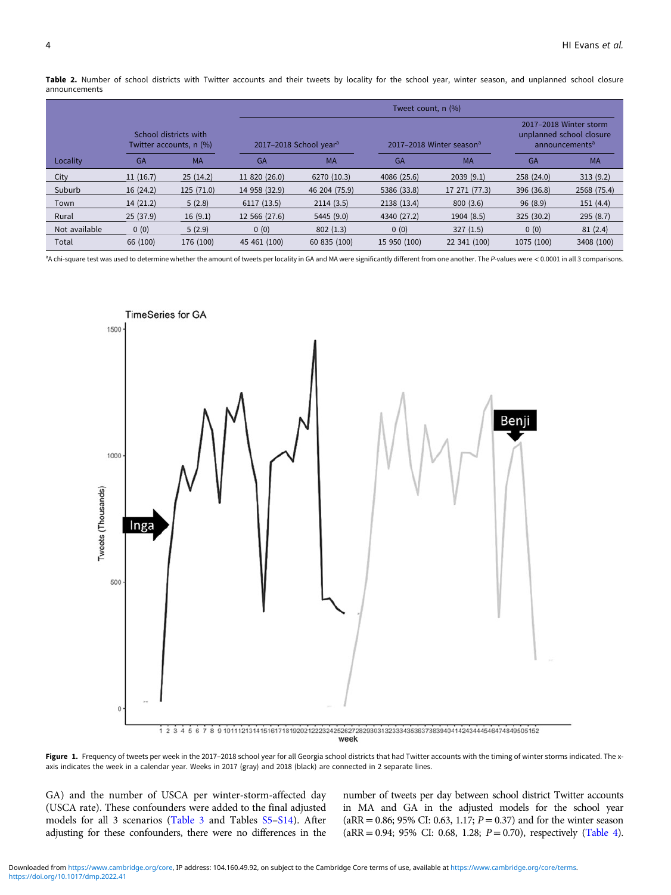**Table 2.** Number of school districts with Twitter accounts and their tweets by locality for the school year, winter season, and unplanned school closure announcements

| | School districts with Twitter accounts, n (%) | | Tweet count, n (%) | | | | | |
|---|---|---|---|---|---|---|---|---|
| | | | 2017–2018 School year[a] | | 2017–2018 Winter season[a] | | 2017–2018 Winter storm unplanned school closure announcements[a] | |
| Locality | GA | MA | GA | MA | GA | MA | GA | MA |
| City | 11 (16.7) | 25 (14.2) | 11 820 (26.0) | 6270 (10.3) | 4086 (25.6) | 2039 (9.1) | 258 (24.0) | 313 (9.2) |
| Suburb | 16 (24.2) | 125 (71.0) | 14 958 (32.9) | 46 204 (75.9) | 5386 (33.8) | 17 271 (77.3) | 396 (36.8) | 2568 (75.4) |
| Town | 14 (21.2) | 5 (2.8) | 6117 (13.5) | 2114 (3.5) | 2138 (13.4) | 800 (3.6) | 96 (8.9) | 151 (4.4) |
| Rural | 25 (37.9) | 16 (9.1) | 12 566 (27.6) | 5445 (9.0) | 4340 (27.2) | 1904 (8.5) | 325 (30.2) | 295 (8.7) |
| Not available | 0 (0) | 5 (2.9) | 0 (0) | 802 (1.3) | 0 (0) | 327 (1.5) | 0 (0) | 81 (2.4) |
| Total | 66 (100) | 176 (100) | 45 461 (100) | 60 835 (100) | 15 950 (100) | 22 341 (100) | 1075 (100) | 3408 (100) |

[a]A chi-square test was used to determine whether the amount of tweets per locality in GA and MA were significantly different from one another. The *P*-values were < 0.0001 in all 3 comparisons.

**Figure 1.** Frequency of tweets per week in the 2017–2018 school year for all Georgia school districts that had Twitter accounts with the timing of winter storms indicated. The x-axis indicates the week in a calendar year. Weeks in 2017 (gray) and 2018 (black) are connected in 2 separate lines.

GA) and the number of USCA per winter-storm-affected day (USCA rate). These confounders were added to the final adjusted models for all 3 scenarios (Table 3 and Tables S5–S14). After adjusting for these confounders, there were no differences in the number of tweets per day between school district Twitter accounts in MA and GA in the adjusted models for the school year (aRR = 0.86; 95% CI: 0.63, 1.17; $P = 0.37$) and for the winter season (aRR = 0.94; 95% CI: 0.68, 1.28; $P = 0.70$), respectively (Table 4).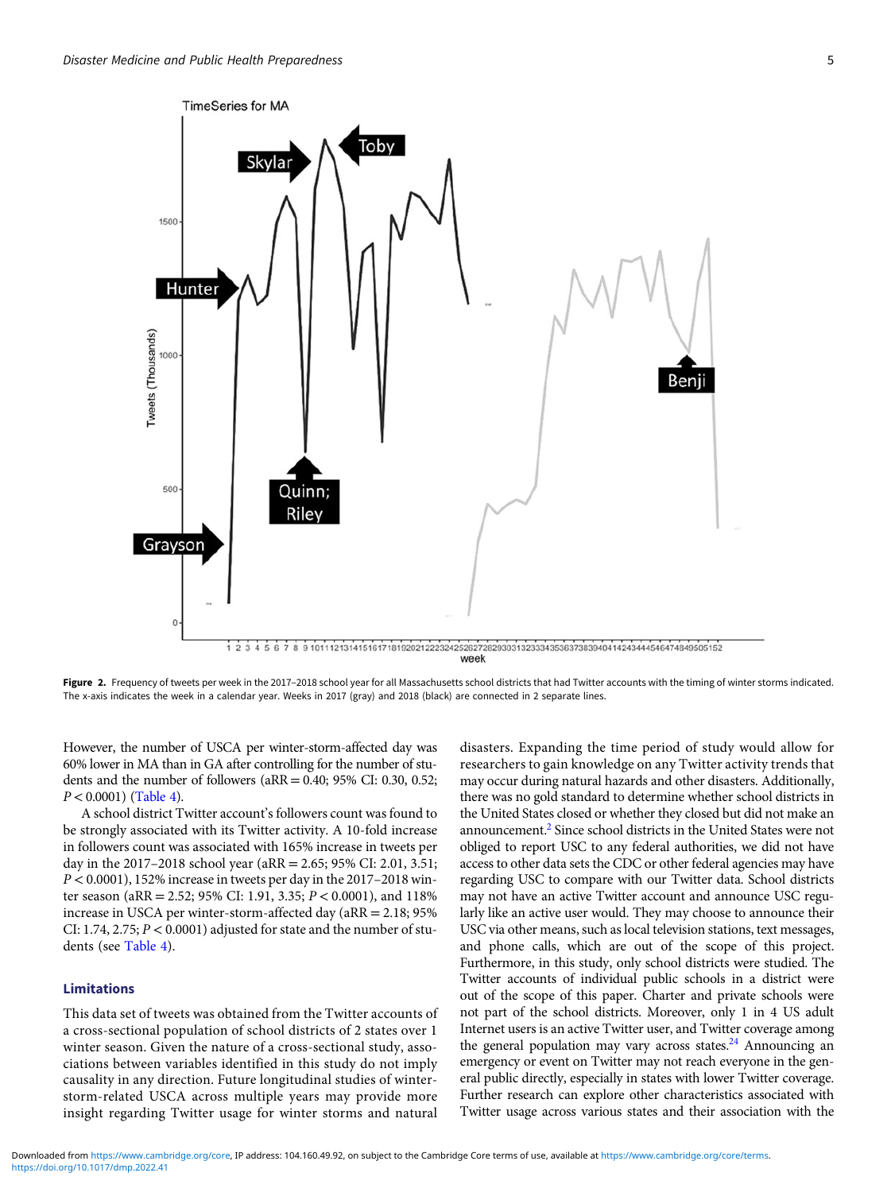Figure 2. Frequency of tweets per week in the 2017–2018 school year for all Massachusetts school districts that had Twitter accounts with the timing of winter storms indicated. The x-axis indicates the week in a calendar year. Weeks in 2017 (gray) and 2018 (black) are connected in 2 separate lines.

However, the number of USCA per winter-storm-affected day was 60% lower in MA than in GA after controlling for the number of students and the number of followers (aRR = 0.40; 95% CI: 0.30, 0.52; $P < 0.0001$) (Table 4).

A school district Twitter account's followers count was found to be strongly associated with its Twitter activity. A 10-fold increase in followers count was associated with 165% increase in tweets per day in the 2017–2018 school year (aRR = 2.65; 95% CI: 2.01, 3.51; $P < 0.0001$), 152% increase in tweets per day in the 2017–2018 winter season (aRR = 2.52; 95% CI: 1.91, 3.35; $P < 0.0001$), and 118% increase in USCA per winter-storm-affected day (aRR = 2.18; 95% CI: 1.74, 2.75; $P < 0.0001$) adjusted for state and the number of students (see Table 4).

## Limitations

This data set of tweets was obtained from the Twitter accounts of a cross-sectional population of school districts of 2 states over 1 winter season. Given the nature of a cross-sectional study, associations between variables identified in this study do not imply causality in any direction. Future longitudinal studies of winter-storm-related USCA across multiple years may provide more insight regarding Twitter usage for winter storms and natural disasters. Expanding the time period of study would allow for researchers to gain knowledge on any Twitter activity trends that may occur during natural hazards and other disasters. Additionally, there was no gold standard to determine whether school districts in the United States closed or whether they closed but did not make an announcement.[2] Since school districts in the United States were not obliged to report USC to any federal authorities, we did not have access to other data sets the CDC or other federal agencies may have regarding USC to compare with our Twitter data. School districts may not have an active Twitter account and announce USC regularly like an active user would. They may choose to announce their USC via other means, such as local television stations, text messages, and phone calls, which are out of the scope of this project. Furthermore, in this study, only school districts were studied. The Twitter accounts of individual public schools in a district were out of the scope of this paper. Charter and private schools were not part of the school districts. Moreover, only 1 in 4 US adult Internet users is an active Twitter user, and Twitter coverage among the general population may vary across states.[24] Announcing an emergency or event on Twitter may not reach everyone in the general public directly, especially in states with lower Twitter coverage. Further research can explore other characteristics associated with Twitter usage across various states and their association with the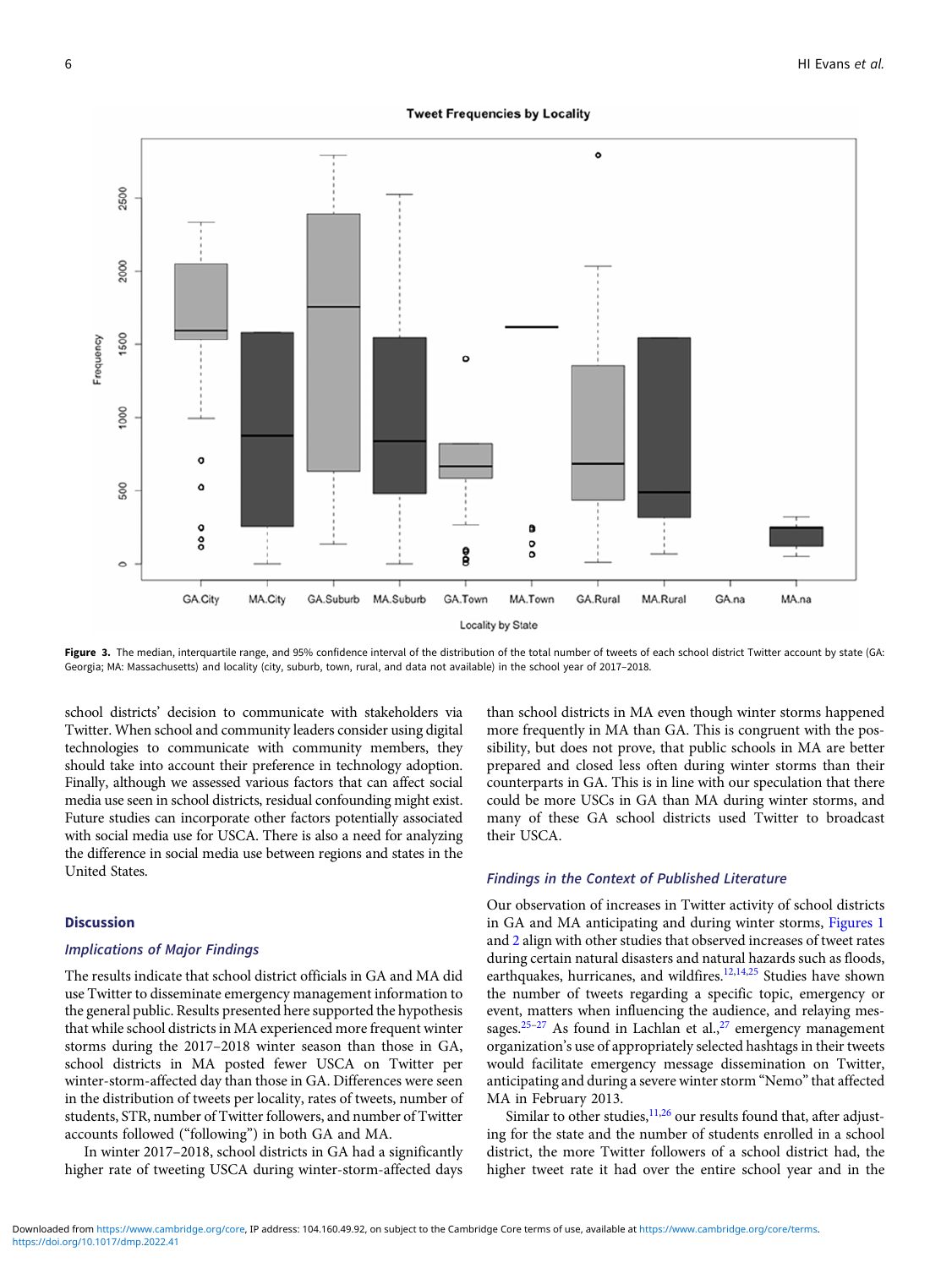Figure 3. The median, interquartile range, and 95% confidence interval of the distribution of the total number of tweets of each school district Twitter account by state (GA: Georgia; MA: Massachusetts) and locality (city, suburb, town, rural, and data not available) in the school year of 2017–2018.

school districts' decision to communicate with stakeholders via Twitter. When school and community leaders consider using digital technologies to communicate with community members, they should take into account their preference in technology adoption. Finally, although we assessed various factors that can affect social media use seen in school districts, residual confounding might exist. Future studies can incorporate other factors potentially associated with social media use for USCA. There is also a need for analyzing the difference in social media use between regions and states in the United States.

## Discussion

### Implications of Major Findings

The results indicate that school district officials in GA and MA did use Twitter to disseminate emergency management information to the general public. Results presented here supported the hypothesis that while school districts in MA experienced more frequent winter storms during the 2017–2018 winter season than those in GA, school districts in MA posted fewer USCA on Twitter per winter-storm-affected day than those in GA. Differences were seen in the distribution of tweets per locality, rates of tweets, number of students, STR, number of Twitter followers, and number of Twitter accounts followed ("following") in both GA and MA.

In winter 2017–2018, school districts in GA had a significantly higher rate of tweeting USCA during winter-storm-affected days than school districts in MA even though winter storms happened more frequently in MA than GA. This is congruent with the possibility, but does not prove, that public schools in MA are better prepared and closed less often during winter storms than their counterparts in GA. This is in line with our speculation that there could be more USCs in GA than MA during winter storms, and many of these GA school districts used Twitter to broadcast their USCA.

### Findings in the Context of Published Literature

Our observation of increases in Twitter activity of school districts in GA and MA anticipating and during winter storms, Figures 1 and 2 align with other studies that observed increases of tweet rates during certain natural disasters and natural hazards such as floods, earthquakes, hurricanes, and wildfires.[12,14,25] Studies have shown the number of tweets regarding a specific topic, emergency or event, matters when influencing the audience, and relaying messages.[25–27] As found in Lachlan et al.,[27] emergency management organization's use of appropriately selected hashtags in their tweets would facilitate emergency message dissemination on Twitter, anticipating and during a severe winter storm "Nemo" that affected MA in February 2013.

Similar to other studies,[11,26] our results found that, after adjusting for the state and the number of students enrolled in a school district, the more Twitter followers of a school district had, the higher tweet rate it had over the entire school year and in the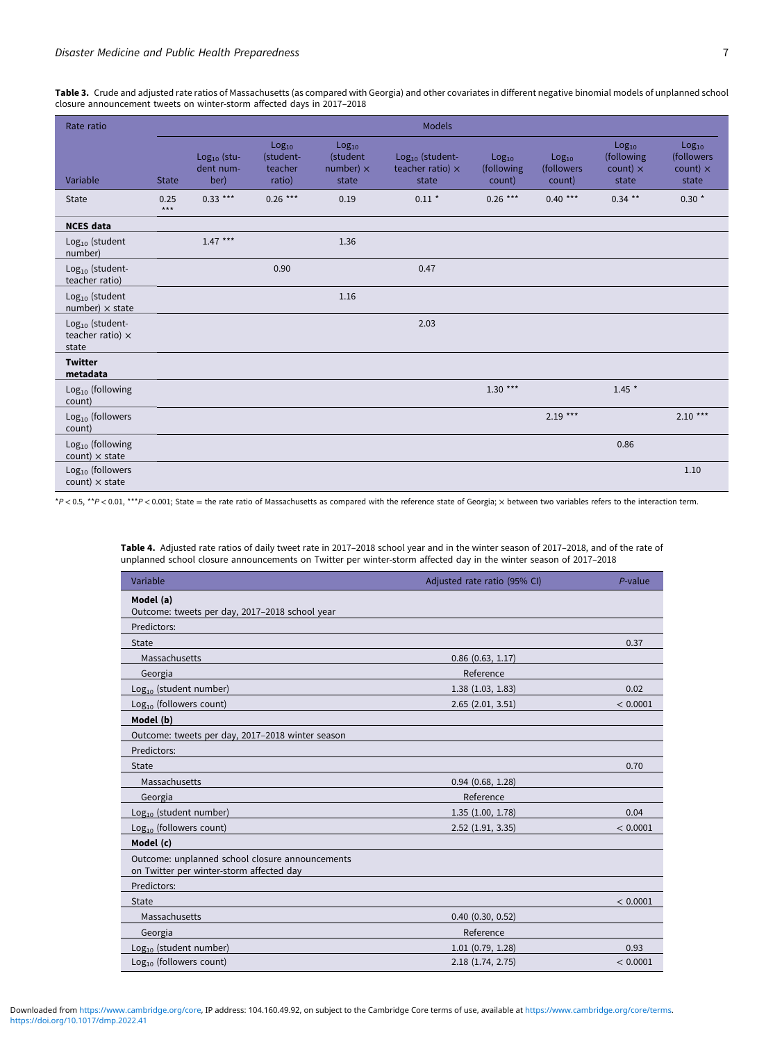**Table 3.** Crude and adjusted rate ratios of Massachusetts (as compared with Georgia) and other covariates in different negative binomial models of unplanned school closure announcement tweets on winter-storm affected days in 2017–2018

| Rate ratio | Models | | | | | | | | |
|---|---|---|---|---|---|---|---|---|---|
| Variable | State | $Log_{10}$ (student number) | $Log_{10}$ (student-teacher ratio) | $Log_{10}$ (student number) × state | $Log_{10}$ (student-teacher ratio) × state | $Log_{10}$ (following count) | $Log_{10}$ (followers count) | $Log_{10}$ (following count) × state | $Log_{10}$ (followers count) × state |
| State | 0.25 *** | 0.33 *** | 0.26 *** | 0.19 | 0.11 * | 0.26 *** | 0.40 *** | 0.34 ** | 0.30 * |
| **NCES data** | | | | | | | | | |
| $Log_{10}$ (student number) | | 1.47 *** | | 1.36 | | | | | |
| $Log_{10}$ (student-teacher ratio) | | | 0.90 | | 0.47 | | | | |
| $Log_{10}$ (student number) × state | | | | 1.16 | | | | | |
| $Log_{10}$ (student-teacher ratio) × state | | | | | 2.03 | | | | |
| **Twitter metadata** | | | | | | | | | |
| $Log_{10}$ (following count) | | | | | | 1.30 *** | | 1.45 * | |
| $Log_{10}$ (followers count) | | | | | | | 2.19 *** | | 2.10 *** |
| $Log_{10}$ (following count) × state | | | | | | | | 0.86 | |
| $Log_{10}$ (followers count) × state | | | | | | | | | 1.10 |

*$P < 0.5$, **$P < 0.01$, ***$P < 0.001$; State = the rate ratio of Massachusetts as compared with the reference state of Georgia; × between two variables refers to the interaction term.

**Table 4.** Adjusted rate ratios of daily tweet rate in 2017–2018 school year and in the winter season of 2017–2018, and of the rate of unplanned school closure announcements on Twitter per winter-storm affected day in the winter season of 2017–2018

| Variable | Adjusted rate ratio (95% CI) | *P*-value |
|---|---|---|
| **Model (a)** Outcome: tweets per day, 2017–2018 school year | | |
| Predictors: | | |
| State | | 0.37 |
| Massachusetts | 0.86 (0.63, 1.17) | |
| Georgia | Reference | |
| $Log_{10}$ (student number) | 1.38 (1.03, 1.83) | 0.02 |
| $Log_{10}$ (followers count) | 2.65 (2.01, 3.51) | < 0.0001 |
| **Model (b)** | | |
| Outcome: tweets per day, 2017–2018 winter season | | |
| Predictors: | | |
| State | | 0.70 |
| Massachusetts | 0.94 (0.68, 1.28) | |
| Georgia | Reference | |
| $Log_{10}$ (student number) | 1.35 (1.00, 1.78) | 0.04 |
| $Log_{10}$ (followers count) | 2.52 (1.91, 3.35) | < 0.0001 |
| **Model (c)** | | |
| Outcome: unplanned school closure announcements on Twitter per winter-storm affected day | | |
| Predictors: | | |
| State | | < 0.0001 |
| Massachusetts | 0.40 (0.30, 0.52) | |
| Georgia | Reference | |
| $Log_{10}$ (student number) | 1.01 (0.79, 1.28) | 0.93 |
| $Log_{10}$ (followers count) | 2.18 (1.74, 2.75) | < 0.0001 |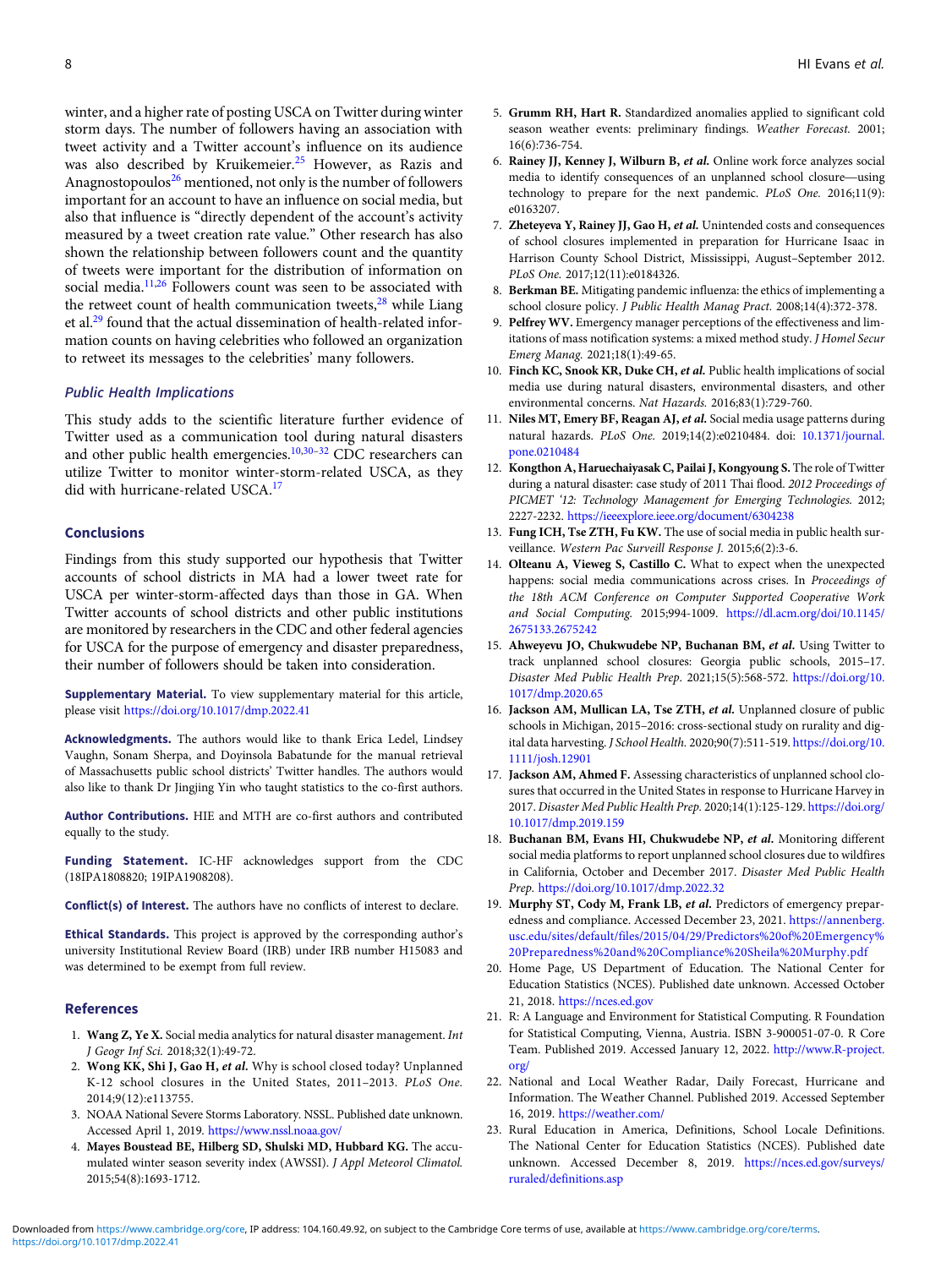winter, and a higher rate of posting USCA on Twitter during winter storm days. The number of followers having an association with tweet activity and a Twitter account's influence on its audience was also described by Kruikemeier.[25] However, as Razis and Anagnostopoulos[26] mentioned, not only is the number of followers important for an account to have an influence on social media, but also that influence is "directly dependent of the account's activity measured by a tweet creation rate value." Other research has also shown the relationship between followers count and the quantity of tweets were important for the distribution of information on social media.[11,26] Followers count was seen to be associated with the retweet count of health communication tweets,[28] while Liang et al.[29] found that the actual dissemination of health-related information counts on having celebrities who followed an organization to retweet its messages to the celebrities' many followers.

### *Public Health Implications*

This study adds to the scientific literature further evidence of Twitter used as a communication tool during natural disasters and other public health emergencies.[10,30–32] CDC researchers can utilize Twitter to monitor winter-storm-related USCA, as they did with hurricane-related USCA.[17]

## Conclusions

Findings from this study supported our hypothesis that Twitter accounts of school districts in MA had a lower tweet rate for USCA per winter-storm-affected days than those in GA. When Twitter accounts of school districts and other public institutions are monitored by researchers in the CDC and other federal agencies for USCA for the purpose of emergency and disaster preparedness, their number of followers should be taken into consideration.

**Supplementary Material.** To view supplementary material for this article, please visit https://doi.org/10.1017/dmp.2022.41

**Acknowledgments.** The authors would like to thank Erica Ledel, Lindsey Vaughn, Sonam Sherpa, and Doyinsola Babatunde for the manual retrieval of Massachusetts public school districts' Twitter handles. The authors would also like to thank Dr Jingjing Yin who taught statistics to the co-first authors.

**Author Contributions.** HIE and MTH are co-first authors and contributed equally to the study.

**Funding Statement.** IC-HF acknowledges support from the CDC (18IPA1808820; 19IPA1908208).

**Conflict(s) of Interest.** The authors have no conflicts of interest to declare.

**Ethical Standards.** This project is approved by the corresponding author's university Institutional Review Board (IRB) under IRB number H15083 and was determined to be exempt from full review.

## References

1. **Wang Z, Ye X.** Social media analytics for natural disaster management. *Int J Geogr Inf Sci.* 2018;32(1):49-72.
2. **Wong KK, Shi J, Gao H, *et al.*** Why is school closed today? Unplanned K-12 school closures in the United States, 2011–2013. *PLoS One.* 2014;9(12):e113755.
3. NOAA National Severe Storms Laboratory. NSSL. Published date unknown. Accessed April 1, 2019. https://www.nssl.noaa.gov/
4. **Mayes Boustead BE, Hilberg SD, Shulski MD, Hubbard KG.** The accumulated winter season severity index (AWSSI). *J Appl Meteorol Climatol.* 2015;54(8):1693-1712.
5. **Grumm RH, Hart R.** Standardized anomalies applied to significant cold season weather events: preliminary findings. *Weather Forecast.* 2001; 16(6):736-754.
6. **Rainey JJ, Kenney J, Wilburn B, *et al.*** Online work force analyzes social media to identify consequences of an unplanned school closure—using technology to prepare for the next pandemic. *PLoS One.* 2016;11(9): e0163207.
7. **Zheteyeva Y, Rainey JJ, Gao H, *et al.*** Unintended costs and consequences of school closures implemented in preparation for Hurricane Isaac in Harrison County School District, Mississippi, August–September 2012. *PLoS One.* 2017;12(11):e0184326.
8. **Berkman BE.** Mitigating pandemic influenza: the ethics of implementing a school closure policy. *J Public Health Manag Pract.* 2008;14(4):372-378.
9. **Pelfrey WV.** Emergency manager perceptions of the effectiveness and limitations of mass notification systems: a mixed method study. *J Homel Secur Emerg Manag.* 2021;18(1):49-65.
10. **Finch KC, Snook KR, Duke CH, *et al.*** Public health implications of social media use during natural disasters, environmental disasters, and other environmental concerns. *Nat Hazards.* 2016;83(1):729-760.
11. **Niles MT, Emery BF, Reagan AJ, *et al.*** Social media usage patterns during natural hazards. *PLoS One.* 2019;14(2):e0210484. doi: 10.1371/journal.pone.0210484
12. **Kongthon A, Haruechaiyasak C, Pailai J, Kongyoung S.** The role of Twitter during a natural disaster: case study of 2011 Thai flood. *2012 Proceedings of PICMET '12: Technology Management for Emerging Technologies.* 2012; 2227-2232. https://ieeexplore.ieee.org/document/6304238
13. **Fung ICH, Tse ZTH, Fu KW.** The use of social media in public health surveillance. *Western Pac Surveill Response J.* 2015;6(2):3-6.
14. **Olteanu A, Vieweg S, Castillo C.** What to expect when the unexpected happens: social media communications across crises. In *Proceedings of the 18th ACM Conference on Computer Supported Cooperative Work and Social Computing.* 2015;994-1009. https://dl.acm.org/doi/10.1145/2675133.2675242
15. **Ahweyevu JO, Chukwudebe NP, Buchanan BM, *et al.*** Using Twitter to track unplanned school closures: Georgia public schools, 2015–17. *Disaster Med Public Health Prep.* 2021;15(5):568-572. https://doi.org/10.1017/dmp.2020.65
16. **Jackson AM, Mullican LA, Tse ZTH, *et al.*** Unplanned closure of public schools in Michigan, 2015–2016: cross-sectional study on rurality and digital data harvesting. *J School Health.* 2020;90(7):511-519. https://doi.org/10.1111/josh.12901
17. **Jackson AM, Ahmed F.** Assessing characteristics of unplanned school closures that occurred in the United States in response to Hurricane Harvey in 2017. *Disaster Med Public Health Prep.* 2020;14(1):125-129. https://doi.org/10.1017/dmp.2019.159
18. **Buchanan BM, Evans HI, Chukwudebe NP, *et al.*** Monitoring different social media platforms to report unplanned school closures due to wildfires in California, October and December 2017. *Disaster Med Public Health Prep.* https://doi.org/10.1017/dmp.2022.32
19. **Murphy ST, Cody M, Frank LB, *et al.*** Predictors of emergency preparedness and compliance. Accessed December 23, 2021. https://annenberg.usc.edu/sites/default/files/2015/04/29/Predictors%20of%20Emergency%20Preparedness%20and%20Compliance%20Sheila%20Murphy.pdf
20. Home Page, US Department of Education. The National Center for Education Statistics (NCES). Published date unknown. Accessed October 21, 2018. https://nces.ed.gov
21. R: A Language and Environment for Statistical Computing. R Foundation for Statistical Computing, Vienna, Austria. ISBN 3-900051-07-0. R Core Team. Published 2019. Accessed January 12, 2022. http://www.R-project.org/
22. National and Local Weather Radar, Daily Forecast, Hurricane and Information. The Weather Channel. Published 2019. Accessed September 16, 2019. https://weather.com/
23. Rural Education in America, Definitions, School Locale Definitions. The National Center for Education Statistics (NCES). Published date unknown. Accessed December 8, 2019. https://nces.ed.gov/surveys/ruraled/definitions.asp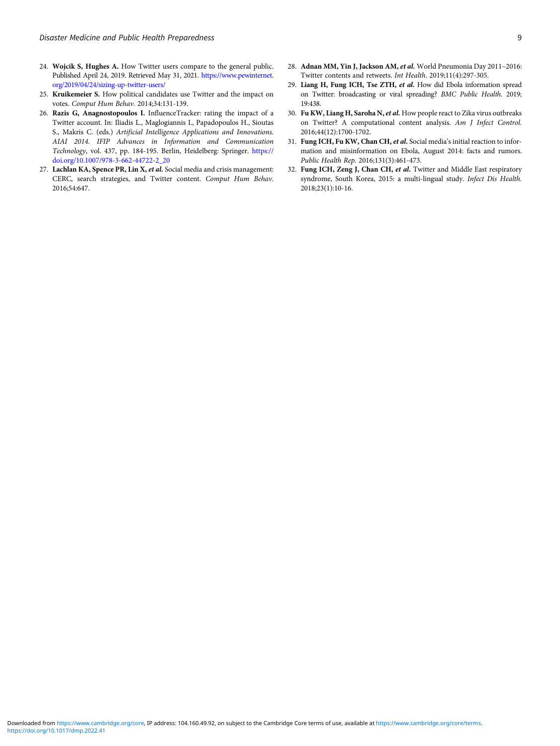24. **Wojcik S, Hughes A.** How Twitter users compare to the general public. Published April 24, 2019. Retrieved May 31, 2021. https://www.pewinternet.org/2019/04/24/sizing-up-twitter-users/
25. **Kruikemeier S.** How political candidates use Twitter and the impact on votes. *Comput Hum Behav*. 2014;34:131-139.
26. **Razis G, Anagnostopoulos I.** InfluenceTracker: rating the impact of a Twitter account. In: Iliadis L., Maglogiannis I., Papadopoulos H., Sioutas S., Makris C. (eds.) *Artificial Intelligence Applications and Innovations. AIAI 2014. IFIP Advances in Information and Communication Technology*, vol. 437, pp. 184-195. Berlin, Heidelberg: Springer. https://doi.org/10.1007/978-3-662-44722-2_20
27. **Lachlan KA, Spence PR, Lin X, *et al.*** Social media and crisis management: CERC, search strategies, and Twitter content. *Comput Hum Behav*. 2016;54:647.
28. **Adnan MM, Yin J, Jackson AM, *et al.*** World Pneumonia Day 2011–2016: Twitter contents and retweets. *Int Health*. 2019;11(4):297-305.
29. **Liang H, Fung ICH, Tse ZTH, *et al.*** How did Ebola information spread on Twitter: broadcasting or viral spreading? *BMC Public Health*. 2019; 19:438.
30. **Fu KW, Liang H, Saroha N, *et al.*** How people react to Zika virus outbreaks on Twitter? A computational content analysis. *Am J Infect Control*. 2016;44(12):1700-1702.
31. **Fung ICH, Fu KW, Chan CH, *et al.*** Social media's initial reaction to information and misinformation on Ebola, August 2014: facts and rumors. *Public Health Rep*. 2016;131(3):461-473.
32. **Fung ICH, Zeng J, Chan CH, *et al.*** Twitter and Middle East respiratory syndrome, South Korea, 2015: a multi-lingual study. *Infect Dis Health*. 2018;23(1):10-16.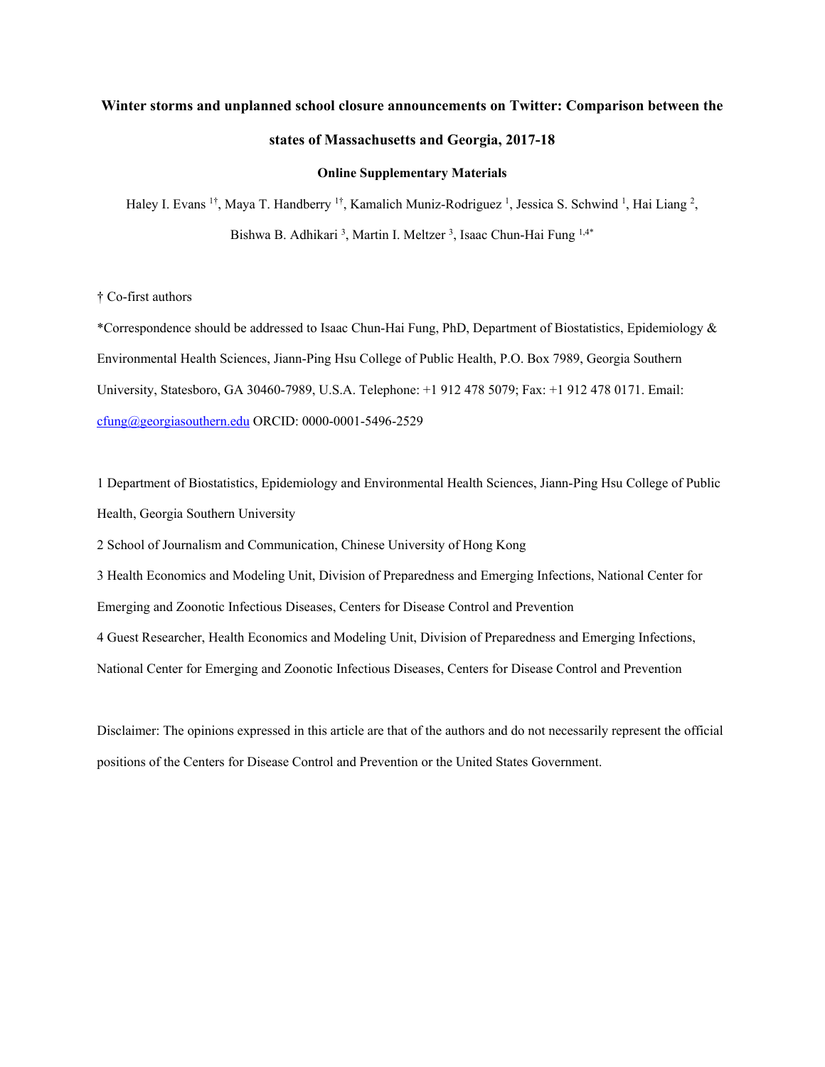**Winter storms and unplanned school closure announcements on Twitter: Comparison between the states of Massachusetts and Georgia, 2017-18**

**Online Supplementary Materials**

Haley I. Evans [1†], Maya T. Handberry [1†], Kamalich Muniz-Rodriguez [1], Jessica S. Schwind [1], Hai Liang [2], Bishwa B. Adhikari [3], Martin I. Meltzer [3], Isaac Chun-Hai Fung [1,4*]

† Co-first authors

*Correspondence should be addressed to Isaac Chun-Hai Fung, PhD, Department of Biostatistics, Epidemiology & Environmental Health Sciences, Jiann-Ping Hsu College of Public Health, P.O. Box 7989, Georgia Southern University, Statesboro, GA 30460-7989, U.S.A. Telephone: +1 912 478 5079; Fax: +1 912 478 0171. Email: cfung@georgiasouthern.edu ORCID: 0000-0001-5496-2529

1 Department of Biostatistics, Epidemiology and Environmental Health Sciences, Jiann-Ping Hsu College of Public Health, Georgia Southern University

2 School of Journalism and Communication, Chinese University of Hong Kong

3 Health Economics and Modeling Unit, Division of Preparedness and Emerging Infections, National Center for Emerging and Zoonotic Infectious Diseases, Centers for Disease Control and Prevention

4 Guest Researcher, Health Economics and Modeling Unit, Division of Preparedness and Emerging Infections, National Center for Emerging and Zoonotic Infectious Diseases, Centers for Disease Control and Prevention

Disclaimer: The opinions expressed in this article are that of the authors and do not necessarily represent the official positions of the Centers for Disease Control and Prevention or the United States Government.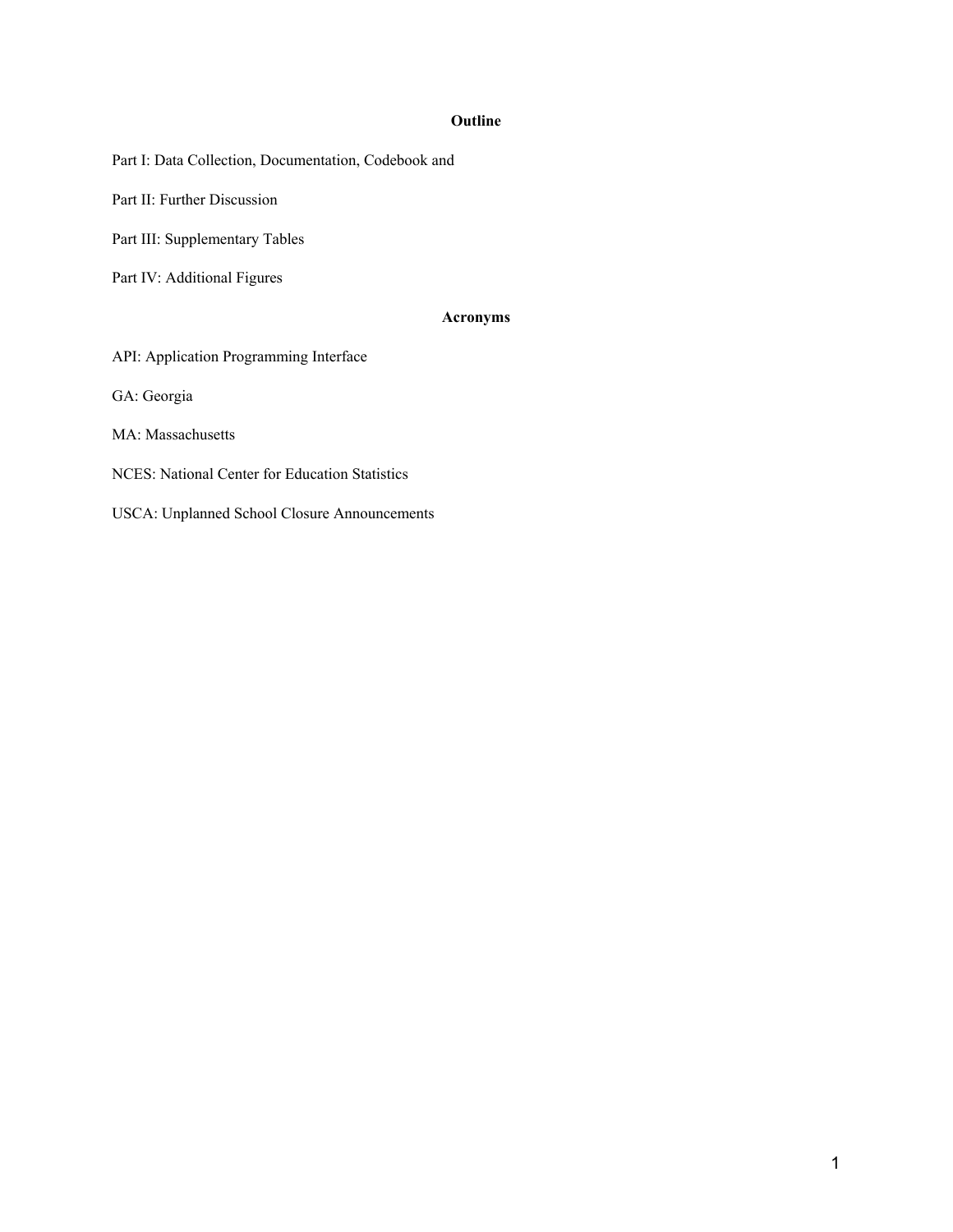## Outline

Part I: Data Collection, Documentation, Codebook and

Part II: Further Discussion

Part III: Supplementary Tables

Part IV: Additional Figures

## Acronyms

API: Application Programming Interface

GA: Georgia

MA: Massachusetts

NCES: National Center for Education Statistics

USCA: Unplanned School Closure Announcements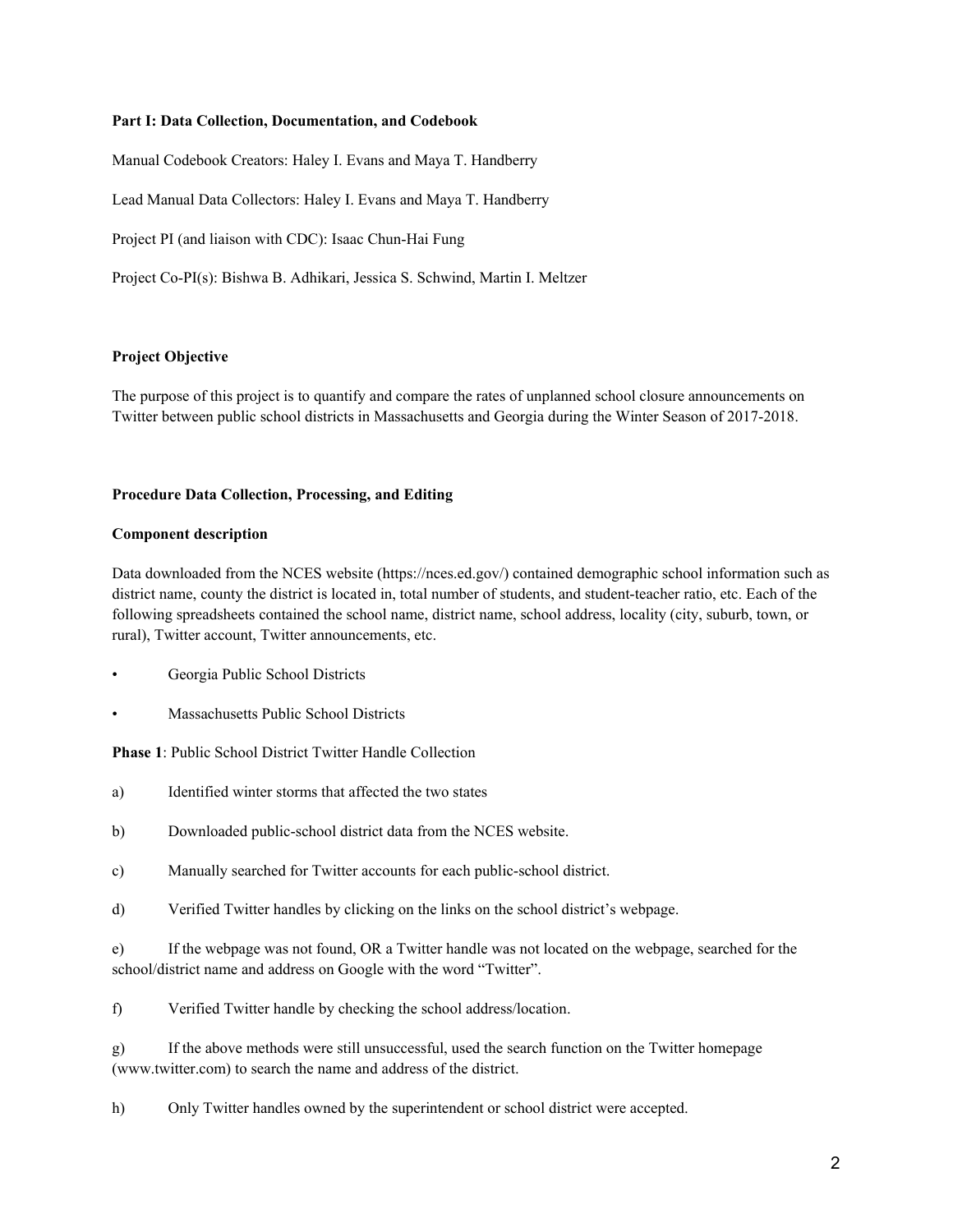**Part I: Data Collection, Documentation, and Codebook**

Manual Codebook Creators: Haley I. Evans and Maya T. Handberry

Lead Manual Data Collectors: Haley I. Evans and Maya T. Handberry

Project PI (and liaison with CDC): Isaac Chun-Hai Fung

Project Co-PI(s): Bishwa B. Adhikari, Jessica S. Schwind, Martin I. Meltzer

**Project Objective**

The purpose of this project is to quantify and compare the rates of unplanned school closure announcements on Twitter between public school districts in Massachusetts and Georgia during the Winter Season of 2017-2018.

**Procedure Data Collection, Processing, and Editing**

**Component description**

Data downloaded from the NCES website (https://nces.ed.gov/) contained demographic school information such as district name, county the district is located in, total number of students, and student-teacher ratio, etc. Each of the following spreadsheets contained the school name, district name, school address, locality (city, suburb, town, or rural), Twitter account, Twitter announcements, etc.

- Georgia Public School Districts
- Massachusetts Public School Districts

**Phase 1**: Public School District Twitter Handle Collection

a) Identified winter storms that affected the two states

b) Downloaded public-school district data from the NCES website.

c) Manually searched for Twitter accounts for each public-school district.

d) Verified Twitter handles by clicking on the links on the school district's webpage.

e) If the webpage was not found, OR a Twitter handle was not located on the webpage, searched for the school/district name and address on Google with the word "Twitter".

f) Verified Twitter handle by checking the school address/location.

g) If the above methods were still unsuccessful, used the search function on the Twitter homepage (www.twitter.com) to search the name and address of the district.

h) Only Twitter handles owned by the superintendent or school district were accepted.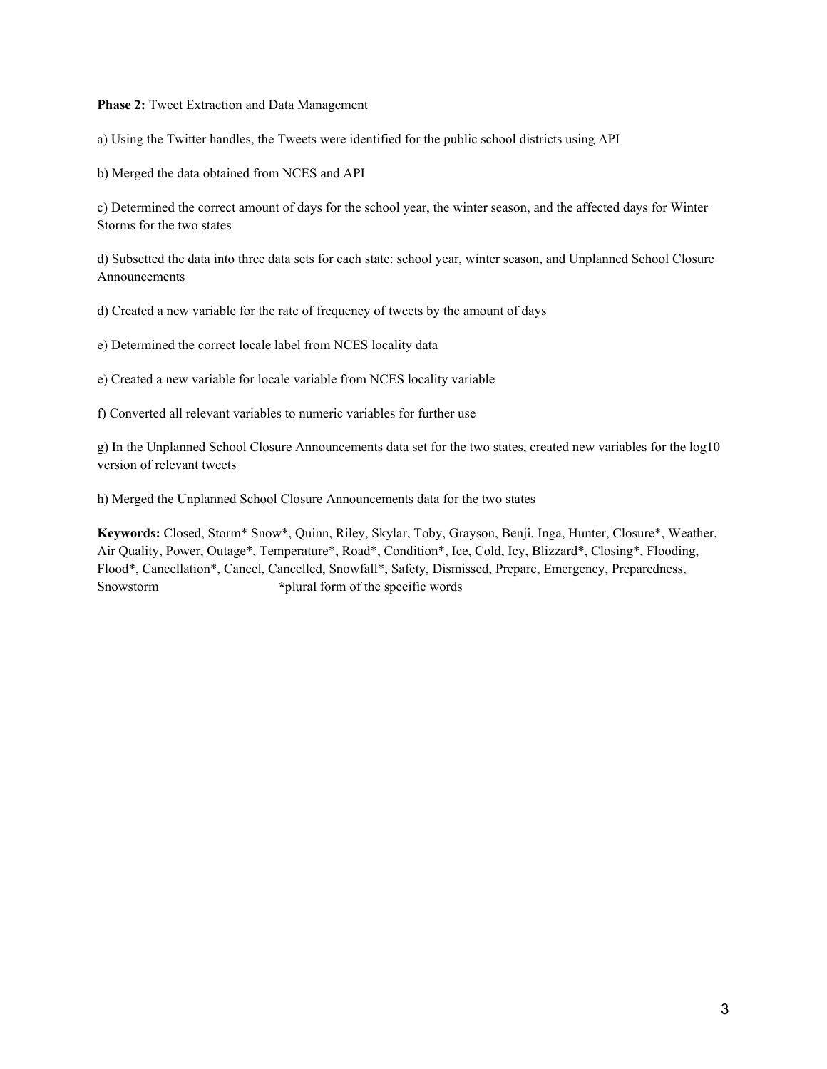**Phase 2:** Tweet Extraction and Data Management

a) Using the Twitter handles, the Tweets were identified for the public school districts using API

b) Merged the data obtained from NCES and API

c) Determined the correct amount of days for the school year, the winter season, and the affected days for Winter Storms for the two states

d) Subsetted the data into three data sets for each state: school year, winter season, and Unplanned School Closure Announcements

d) Created a new variable for the rate of frequency of tweets by the amount of days

e) Determined the correct locale label from NCES locality data

e) Created a new variable for locale variable from NCES locality variable

f) Converted all relevant variables to numeric variables for further use

g) In the Unplanned School Closure Announcements data set for the two states, created new variables for the log10 version of relevant tweets

h) Merged the Unplanned School Closure Announcements data for the two states

**Keywords:** Closed, Storm* Snow*, Quinn, Riley, Skylar, Toby, Grayson, Benji, Inga, Hunter, Closure*, Weather, Air Quality, Power, Outage*, Temperature*, Road*, Condition*, Ice, Cold, Icy, Blizzard*, Closing*, Flooding, Flood*, Cancellation*, Cancel, Cancelled, Snowfall*, Safety, Dismissed, Prepare, Emergency, Preparedness, Snowstorm *plural form of the specific words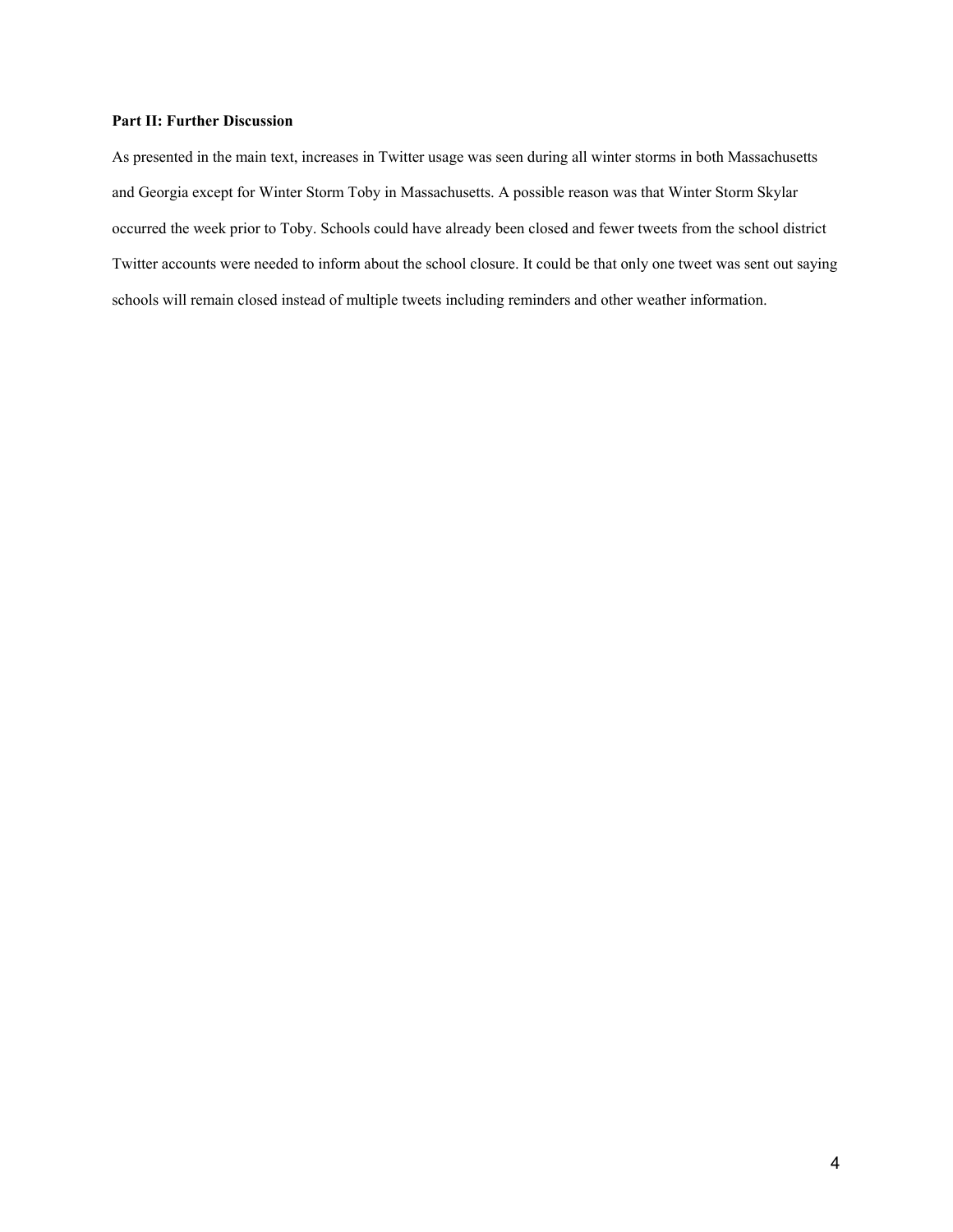**Part II: Further Discussion**

As presented in the main text, increases in Twitter usage was seen during all winter storms in both Massachusetts and Georgia except for Winter Storm Toby in Massachusetts. A possible reason was that Winter Storm Skylar occurred the week prior to Toby. Schools could have already been closed and fewer tweets from the school district Twitter accounts were needed to inform about the school closure. It could be that only one tweet was sent out saying schools will remain closed instead of multiple tweets including reminders and other weather information.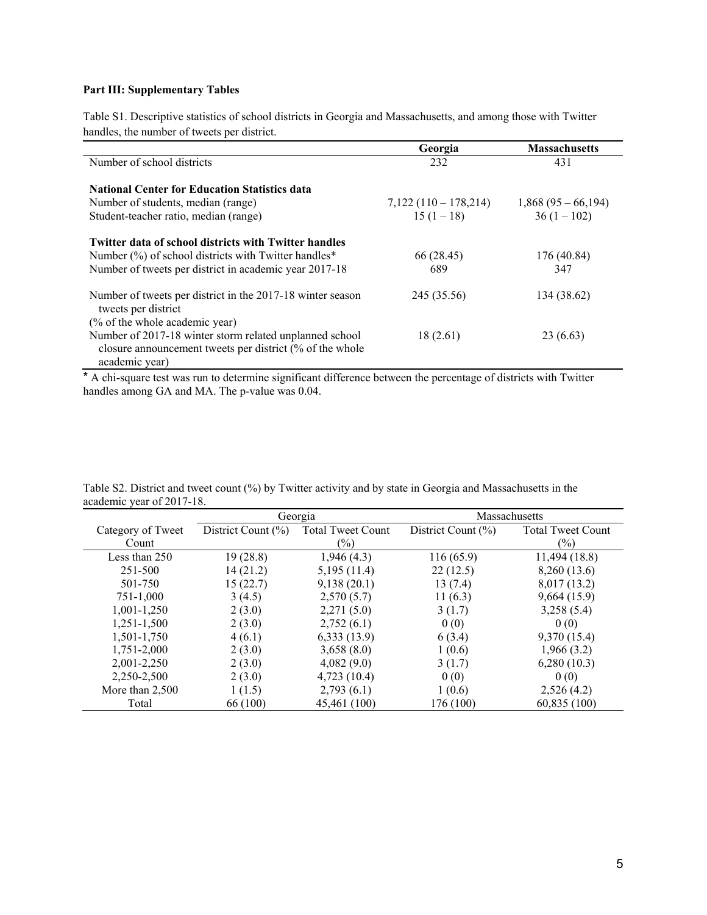**Part III: Supplementary Tables**

Table S1. Descriptive statistics of school districts in Georgia and Massachusetts, and among those with Twitter handles, the number of tweets per district.

| | **Georgia** | **Massachusetts** |
|---|---|---|
| Number of school districts | 232 | 431 |
| **National Center for Education Statistics data** | | |
| Number of students, median (range) | 7,122 (110 – 178,214) | 1,868 (95 – 66,194) |
| Student-teacher ratio, median (range) | 15 (1 – 18) | 36 (1 – 102) |
| **Twitter data of school districts with Twitter handles** | | |
| Number (%) of school districts with Twitter handles* | 66 (28.45) | 176 (40.84) |
| Number of tweets per district in academic year 2017-18 | 689 | 347 |
| Number of tweets per district in the 2017-18 winter season tweets per district (% of the whole academic year) | 245 (35.56) | 134 (38.62) |
| Number of 2017-18 winter storm related unplanned school closure announcement tweets per district (% of the whole academic year) | 18 (2.61) | 23 (6.63) |

* A chi-square test was run to determine significant difference between the percentage of districts with Twitter handles among GA and MA. The p-value was 0.04.

Table S2. District and tweet count (%) by Twitter activity and by state in Georgia and Massachusetts in the academic year of 2017-18.

| | Georgia | | Massachusetts | |
|---|---|---|---|---|
| Category of Tweet Count | District Count (%) | Total Tweet Count (%) | District Count (%) | Total Tweet Count (%) |
| Less than 250 | 19 (28.8) | 1,946 (4.3) | 116 (65.9) | 11,494 (18.8) |
| 251-500 | 14 (21.2) | 5,195 (11.4) | 22 (12.5) | 8,260 (13.6) |
| 501-750 | 15 (22.7) | 9,138 (20.1) | 13 (7.4) | 8,017 (13.2) |
| 751-1,000 | 3 (4.5) | 2,570 (5.7) | 11 (6.3) | 9,664 (15.9) |
| 1,001-1,250 | 2 (3.0) | 2,271 (5.0) | 3 (1.7) | 3,258 (5.4) |
| 1,251-1,500 | 2 (3.0) | 2,752 (6.1) | 0 (0) | 0 (0) |
| 1,501-1,750 | 4 (6.1) | 6,333 (13.9) | 6 (3.4) | 9,370 (15.4) |
| 1,751-2,000 | 2 (3.0) | 3,658 (8.0) | 1 (0.6) | 1,966 (3.2) |
| 2,001-2,250 | 2 (3.0) | 4,082 (9.0) | 3 (1.7) | 6,280 (10.3) |
| 2,250-2,500 | 2 (3.0) | 4,723 (10.4) | 0 (0) | 0 (0) |
| More than 2,500 | 1 (1.5) | 2,793 (6.1) | 1 (0.6) | 2,526 (4.2) |
| Total | 66 (100) | 45,461 (100) | 176 (100) | 60,835 (100) |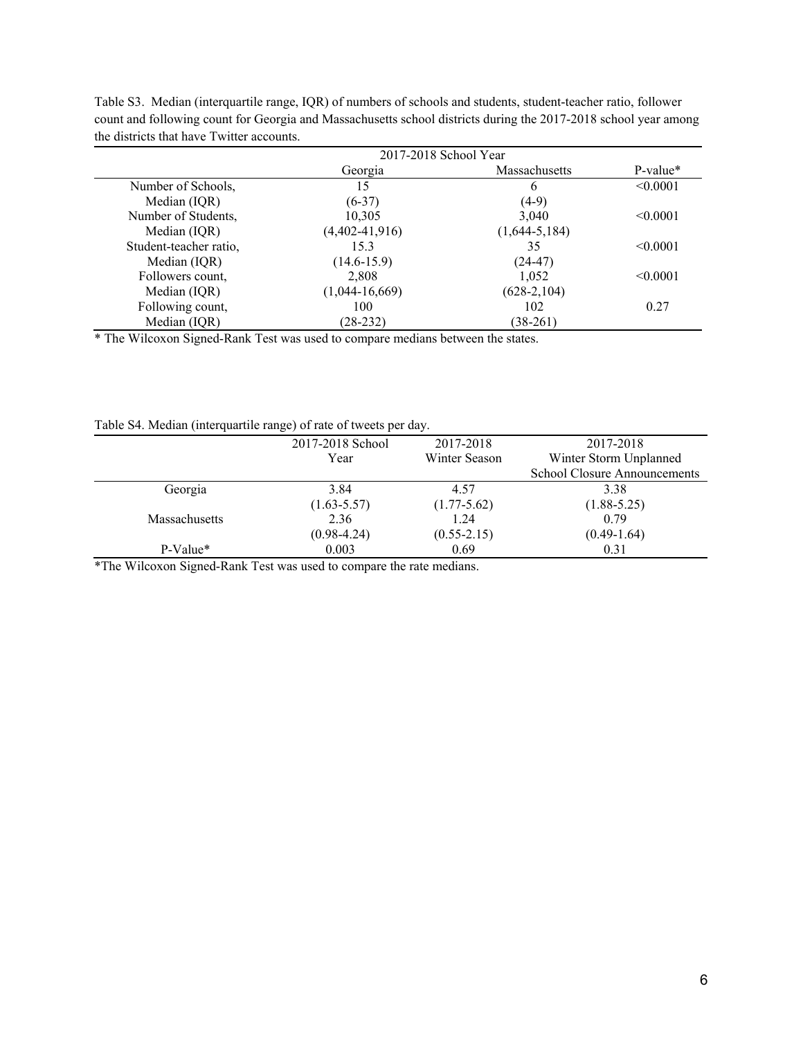Table S3. Median (interquartile range, IQR) of numbers of schools and students, student-teacher ratio, follower count and following count for Georgia and Massachusetts school districts during the 2017-2018 school year among the districts that have Twitter accounts.

| | 2017-2018 School Year | | |
|---|---|---|---|
| | Georgia | Massachusetts | P-value* |
| Number of Schools, Median (IQR) | 15 (6-37) | 6 (4-9) | <0.0001 |
| Number of Students, Median (IQR) | 10,305 (4,402-41,916) | 3,040 (1,644-5,184) | <0.0001 |
| Student-teacher ratio, Median (IQR) | 15.3 (14.6-15.9) | 35 (24-47) | <0.0001 |
| Followers count, Median (IQR) | 2,808 (1,044-16,669) | 1,052 (628-2,104) | <0.0001 |
| Following count, Median (IQR) | 100 (28-232) | 102 (38-261) | 0.27 |

* The Wilcoxon Signed-Rank Test was used to compare medians between the states.

Table S4. Median (interquartile range) of rate of tweets per day.

| | 2017-2018 School Year | 2017-2018 Winter Season | 2017-2018 Winter Storm Unplanned School Closure Announcements |
|---|---|---|---|
| Georgia | 3.84 (1.63-5.57) | 4.57 (1.77-5.62) | 3.38 (1.88-5.25) |
| Massachusetts | 2.36 (0.98-4.24) | 1.24 (0.55-2.15) | 0.79 (0.49-1.64) |
| P-Value* | 0.003 | 0.69 | 0.31 |

*The Wilcoxon Signed-Rank Test was used to compare the rate medians.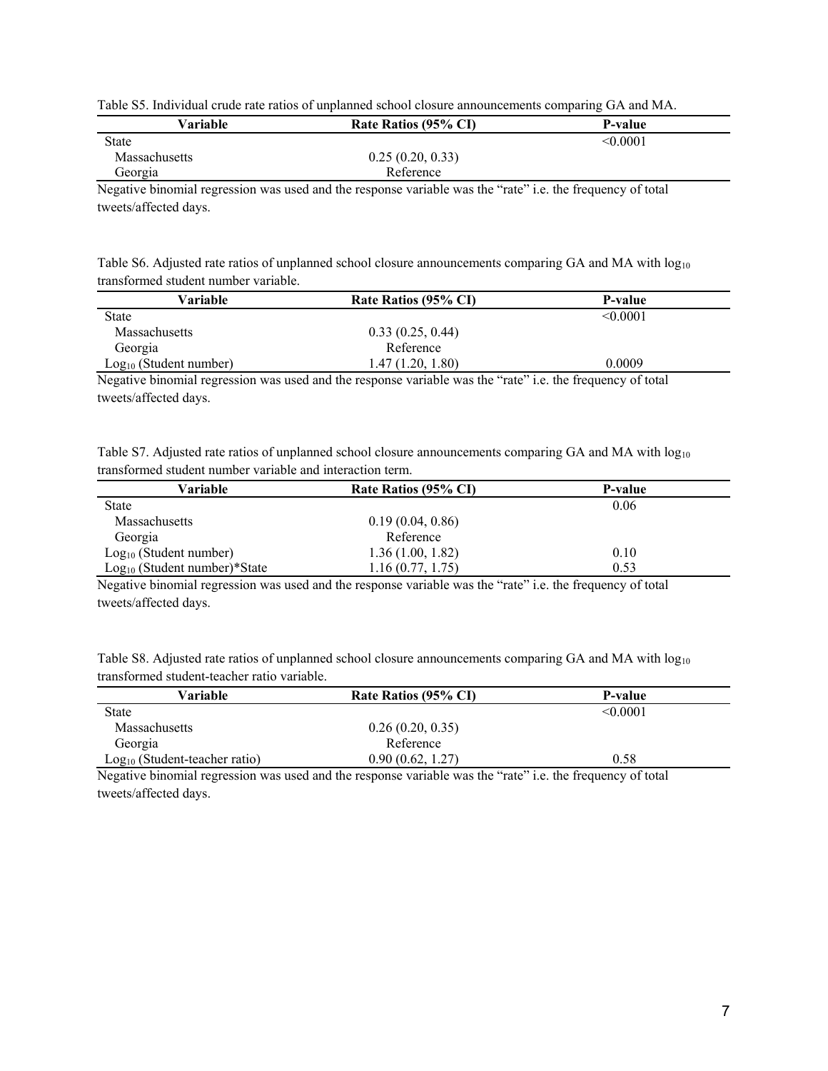Table S5. Individual crude rate ratios of unplanned school closure announcements comparing GA and MA.

| Variable | Rate Ratios (95% CI) | P-value |
|---|---|---|
| State | | <0.0001 |
| Massachusetts | 0.25 (0.20, 0.33) | |
| Georgia | Reference | |

Negative binomial regression was used and the response variable was the "rate" i.e. the frequency of total tweets/affected days.

Table S6. Adjusted rate ratios of unplanned school closure announcements comparing GA and MA with $\log_{10}$ transformed student number variable.

| Variable | Rate Ratios (95% CI) | P-value |
|---|---|---|
| State | | <0.0001 |
| Massachusetts | 0.33 (0.25, 0.44) | |
| Georgia | Reference | |
| $\text{Log}_{10}$ (Student number) | 1.47 (1.20, 1.80) | 0.0009 |

Negative binomial regression was used and the response variable was the "rate" i.e. the frequency of total tweets/affected days.

Table S7. Adjusted rate ratios of unplanned school closure announcements comparing GA and MA with $\log_{10}$ transformed student number variable and interaction term.

| Variable | Rate Ratios (95% CI) | P-value |
|---|---|---|
| State | | 0.06 |
| Massachusetts | 0.19 (0.04, 0.86) | |
| Georgia | Reference | |
| $\text{Log}_{10}$ (Student number) | 1.36 (1.00, 1.82) | 0.10 |
| $\text{Log}_{10}$ (Student number)*State | 1.16 (0.77, 1.75) | 0.53 |

Negative binomial regression was used and the response variable was the "rate" i.e. the frequency of total tweets/affected days.

Table S8. Adjusted rate ratios of unplanned school closure announcements comparing GA and MA with $\log_{10}$ transformed student-teacher ratio variable.

| Variable | Rate Ratios (95% CI) | P-value |
|---|---|---|
| State | | <0.0001 |
| Massachusetts | 0.26 (0.20, 0.35) | |
| Georgia | Reference | |
| $\text{Log}_{10}$ (Student-teacher ratio) | 0.90 (0.62, 1.27) | 0.58 |

Negative binomial regression was used and the response variable was the "rate" i.e. the frequency of total tweets/affected days.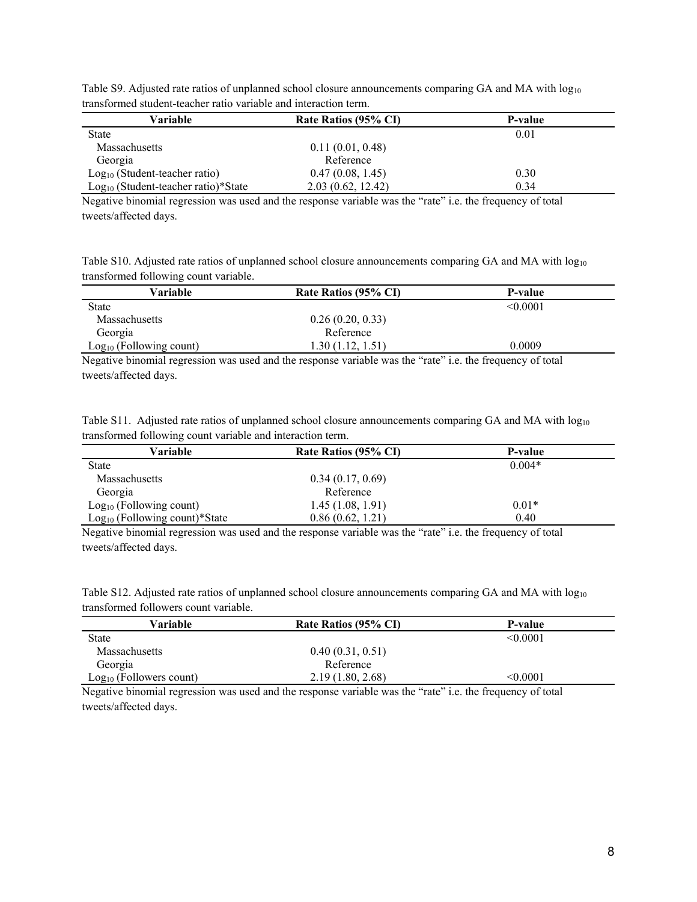Table S9. Adjusted rate ratios of unplanned school closure announcements comparing GA and MA with $\log_{10}$ transformed student-teacher ratio variable and interaction term.

| Variable | Rate Ratios (95% CI) | P-value |
|---|---|---|
| State | | 0.01 |
| Massachusetts | 0.11 (0.01, 0.48) | |
| Georgia | Reference | |
| $\text{Log}_{10}$ (Student-teacher ratio) | 0.47 (0.08, 1.45) | 0.30 |
| $\text{Log}_{10}$ (Student-teacher ratio)*State | 2.03 (0.62, 12.42) | 0.34 |

Negative binomial regression was used and the response variable was the "rate" i.e. the frequency of total tweets/affected days.

Table S10. Adjusted rate ratios of unplanned school closure announcements comparing GA and MA with $\log_{10}$ transformed following count variable.

| Variable | Rate Ratios (95% CI) | P-value |
|---|---|---|
| State | | <0.0001 |
| Massachusetts | 0.26 (0.20, 0.33) | |
| Georgia | Reference | |
| $\text{Log}_{10}$ (Following count) | 1.30 (1.12, 1.51) | 0.0009 |

Negative binomial regression was used and the response variable was the "rate" i.e. the frequency of total tweets/affected days.

Table S11. Adjusted rate ratios of unplanned school closure announcements comparing GA and MA with $\log_{10}$ transformed following count variable and interaction term.

| Variable | Rate Ratios (95% CI) | P-value |
|---|---|---|
| State | | 0.004* |
| Massachusetts | 0.34 (0.17, 0.69) | |
| Georgia | Reference | |
| $\text{Log}_{10}$ (Following count) | 1.45 (1.08, 1.91) | 0.01* |
| $\text{Log}_{10}$ (Following count)*State | 0.86 (0.62, 1.21) | 0.40 |

Negative binomial regression was used and the response variable was the "rate" i.e. the frequency of total tweets/affected days.

Table S12. Adjusted rate ratios of unplanned school closure announcements comparing GA and MA with $\log_{10}$ transformed followers count variable.

| Variable | Rate Ratios (95% CI) | P-value |
|---|---|---|
| State | | <0.0001 |
| Massachusetts | 0.40 (0.31, 0.51) | |
| Georgia | Reference | |
| $\text{Log}_{10}$ (Followers count) | 2.19 (1.80, 2.68) | <0.0001 |

Negative binomial regression was used and the response variable was the "rate" i.e. the frequency of total tweets/affected days.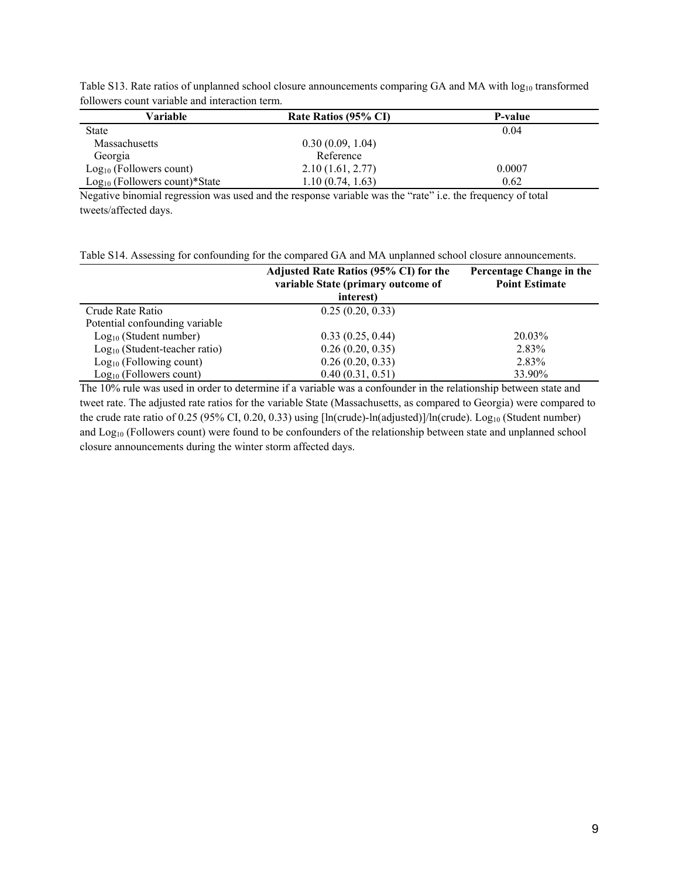Table S13. Rate ratios of unplanned school closure announcements comparing GA and MA with $\log_{10}$ transformed followers count variable and interaction term.

| Variable | Rate Ratios (95% CI) | P-value |
|---|---|---|
| State | | 0.04 |
| Massachusetts | 0.30 (0.09, 1.04) | |
| Georgia | Reference | |
| $\text{Log}_{10}$ (Followers count) | 2.10 (1.61, 2.77) | 0.0007 |
| $\text{Log}_{10}$ (Followers count)*State | 1.10 (0.74, 1.63) | 0.62 |

Negative binomial regression was used and the response variable was the "rate" i.e. the frequency of total tweets/affected days.

Table S14. Assessing for confounding for the compared GA and MA unplanned school closure announcements.

| | Adjusted Rate Ratios (95% CI) for the variable State (primary outcome of interest) | Percentage Change in the Point Estimate |
|---|---|---|
| Crude Rate Ratio | 0.25 (0.20, 0.33) | |
| Potential confounding variable | | |
| $\text{Log}_{10}$ (Student number) | 0.33 (0.25, 0.44) | 20.03% |
| $\text{Log}_{10}$ (Student-teacher ratio) | 0.26 (0.20, 0.35) | 2.83% |
| $\text{Log}_{10}$ (Following count) | 0.26 (0.20, 0.33) | 2.83% |
| $\text{Log}_{10}$ (Followers count) | 0.40 (0.31, 0.51) | 33.90% |

The 10% rule was used in order to determine if a variable was a confounder in the relationship between state and tweet rate. The adjusted rate ratios for the variable State (Massachusetts, as compared to Georgia) were compared to the crude rate ratio of 0.25 (95% CI, 0.20, 0.33) using [ln(crude)-ln(adjusted)]/ln(crude). $\text{Log}_{10}$ (Student number) and $\text{Log}_{10}$ (Followers count) were found to be confounders of the relationship between state and unplanned school closure announcements during the winter storm affected days.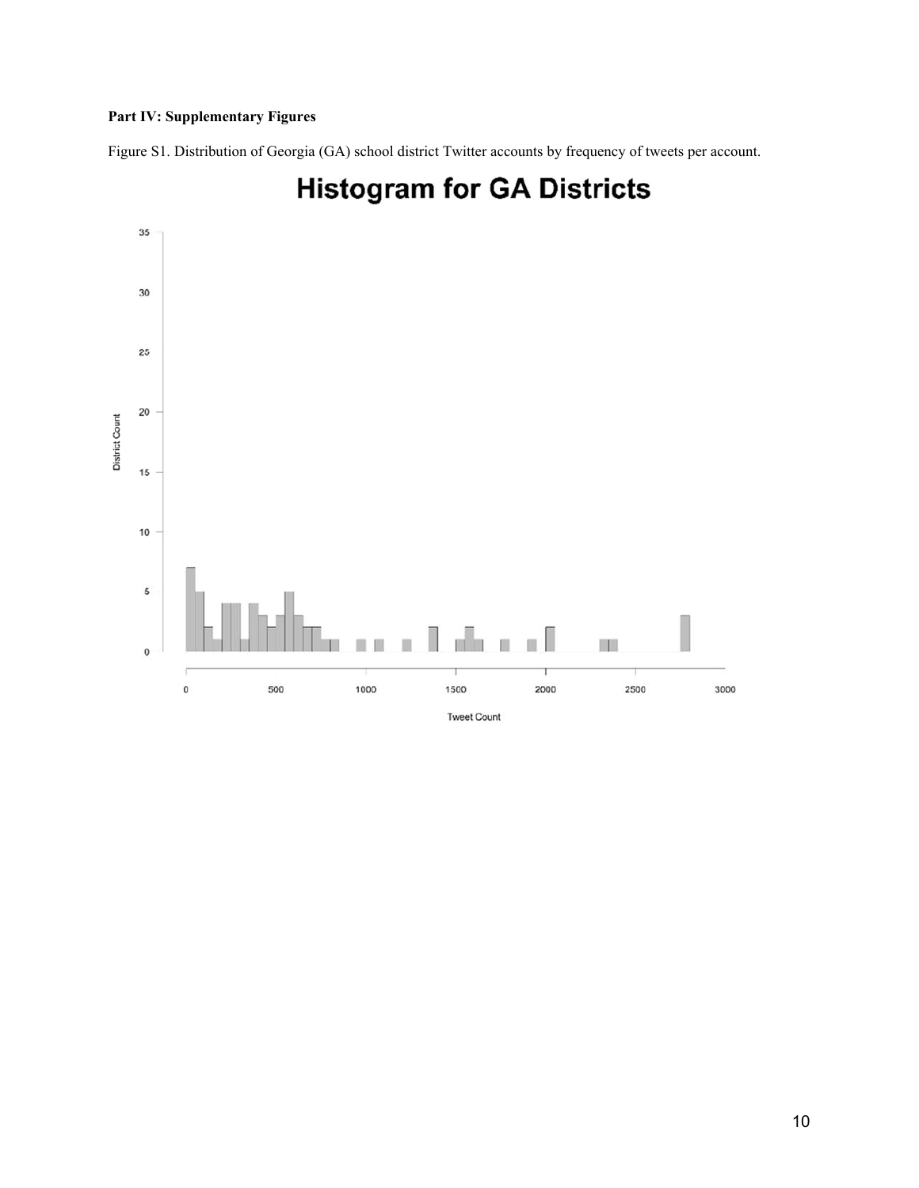**Part IV: Supplementary Figures**

Figure S1. Distribution of Georgia (GA) school district Twitter accounts by frequency of tweets per account.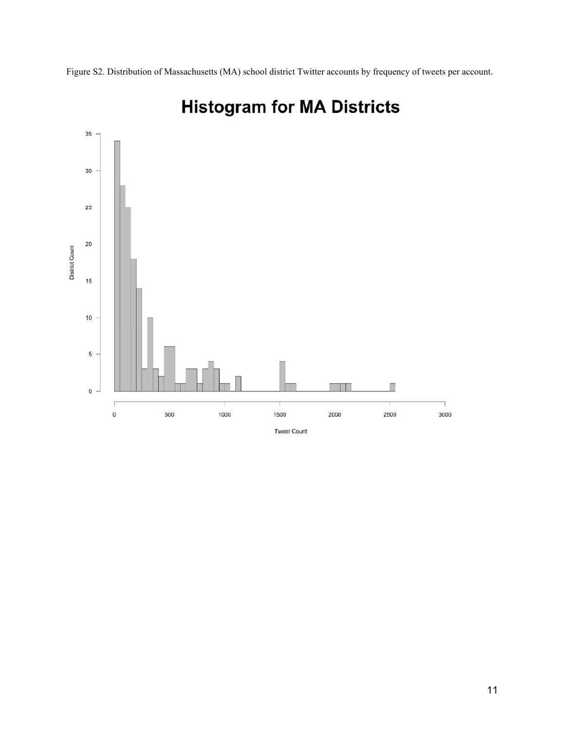Figure S2. Distribution of Massachusetts (MA) school district Twitter accounts by frequency of tweets per account.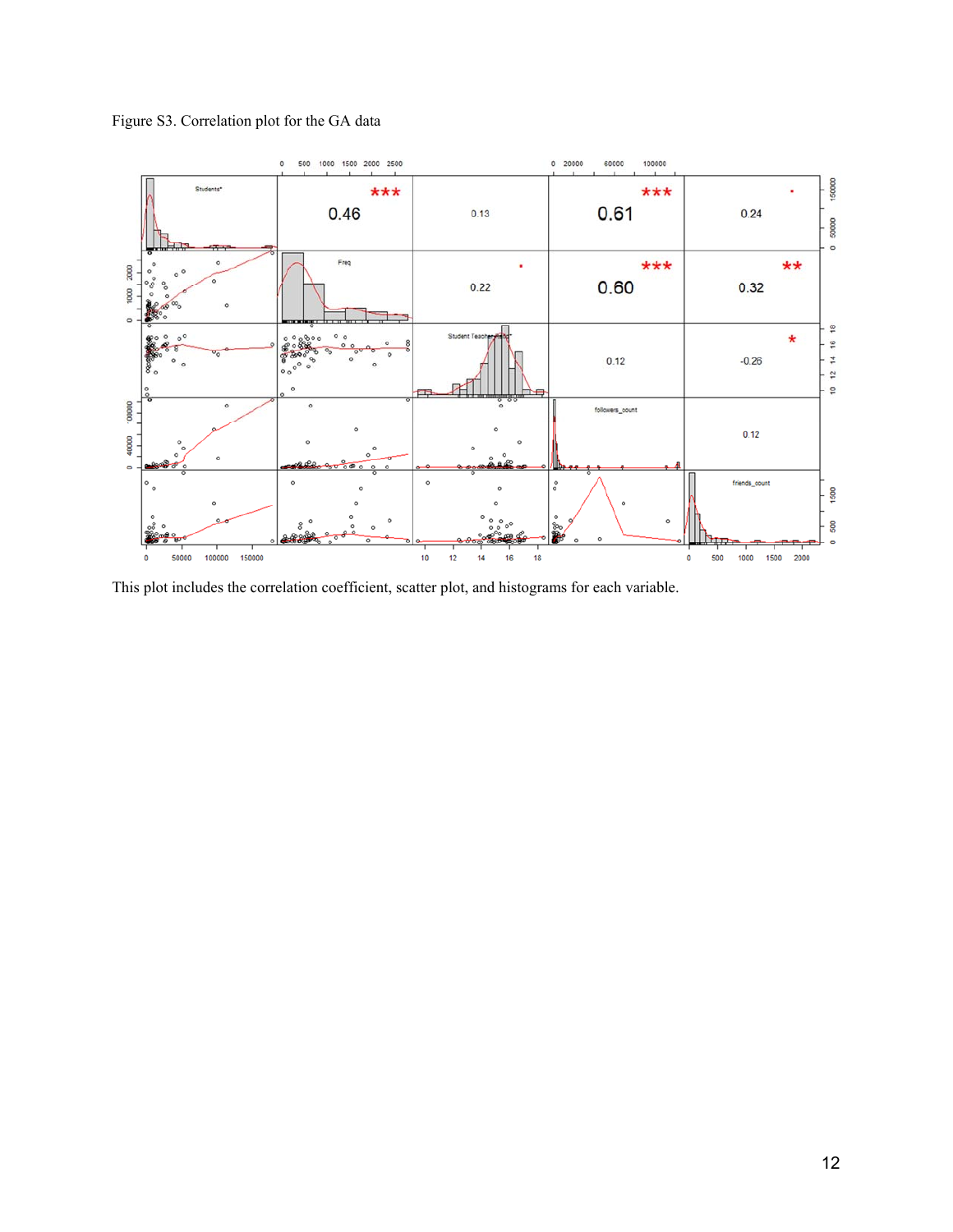Figure S3. Correlation plot for the GA data

This plot includes the correlation coefficient, scatter plot, and histograms for each variable.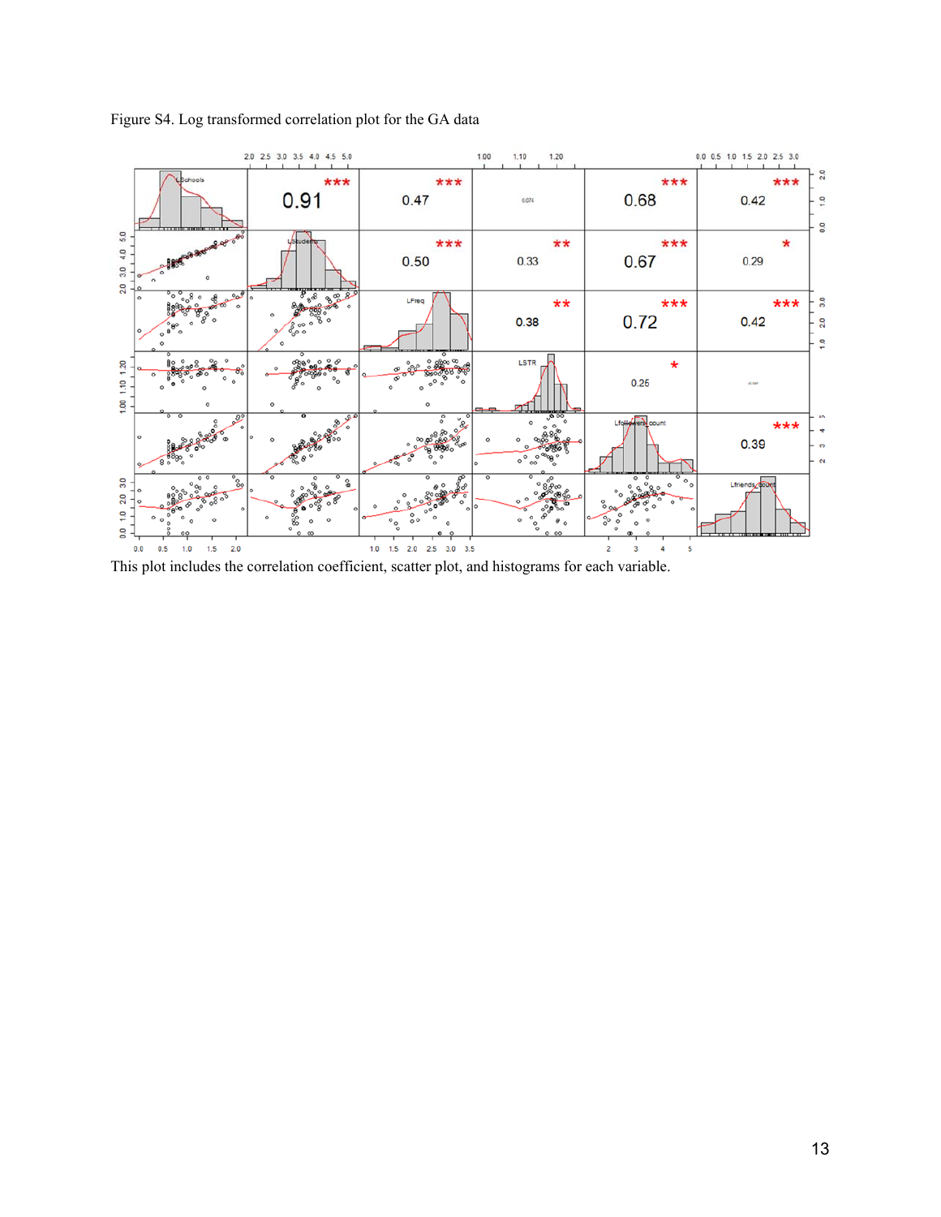Figure S4. Log transformed correlation plot for the GA data

This plot includes the correlation coefficient, scatter plot, and histograms for each variable.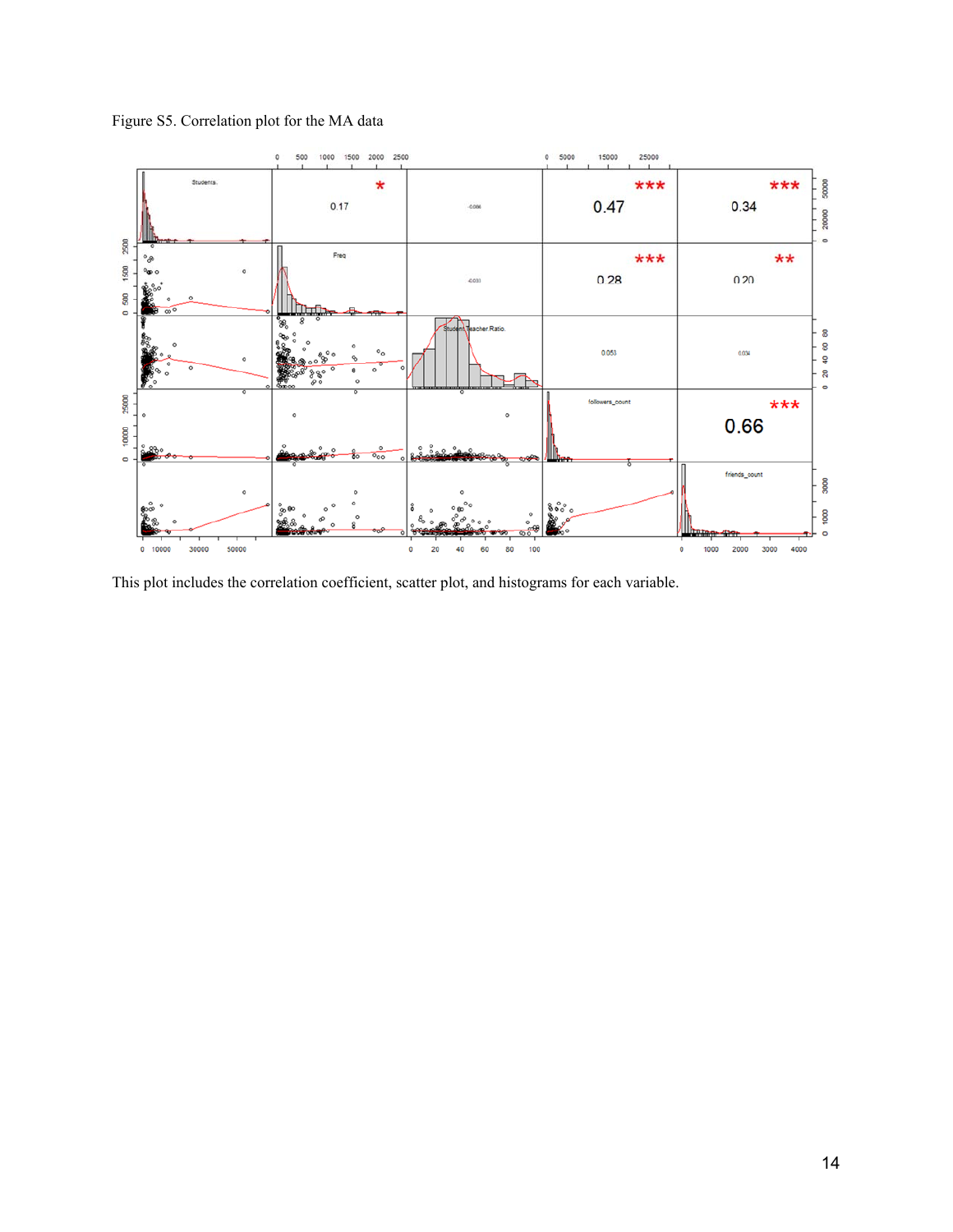Figure S5. Correlation plot for the MA data

This plot includes the correlation coefficient, scatter plot, and histograms for each variable.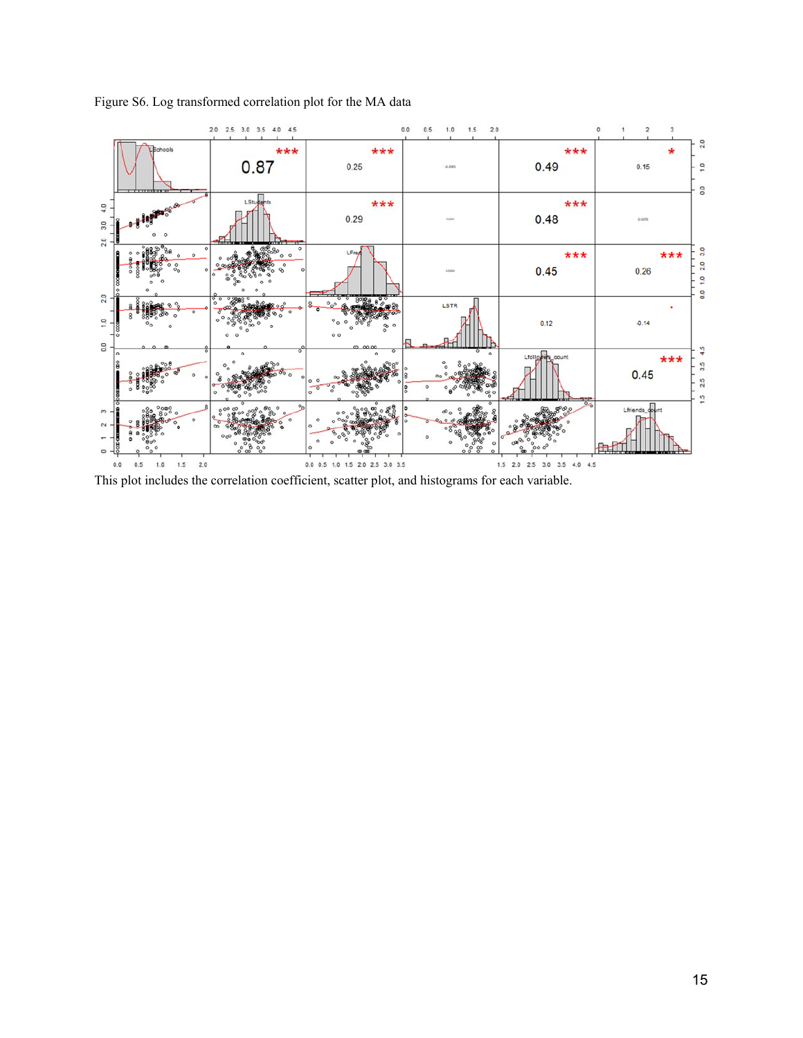Figure S6. Log transformed correlation plot for the MA data

LSchools

LStudents

LFree

LSTR

Lfollowers_count

Lfriends_count

0.87 ***

0.25 ***

-0.083

0.49 ***

0.15 *

0.29 ***

0.48 ***

0.055

0.45 ***

0.26 ***

0.12

-0.14 .

0.45 ***

This plot includes the correlation coefficient, scatter plot, and histograms for each variable.